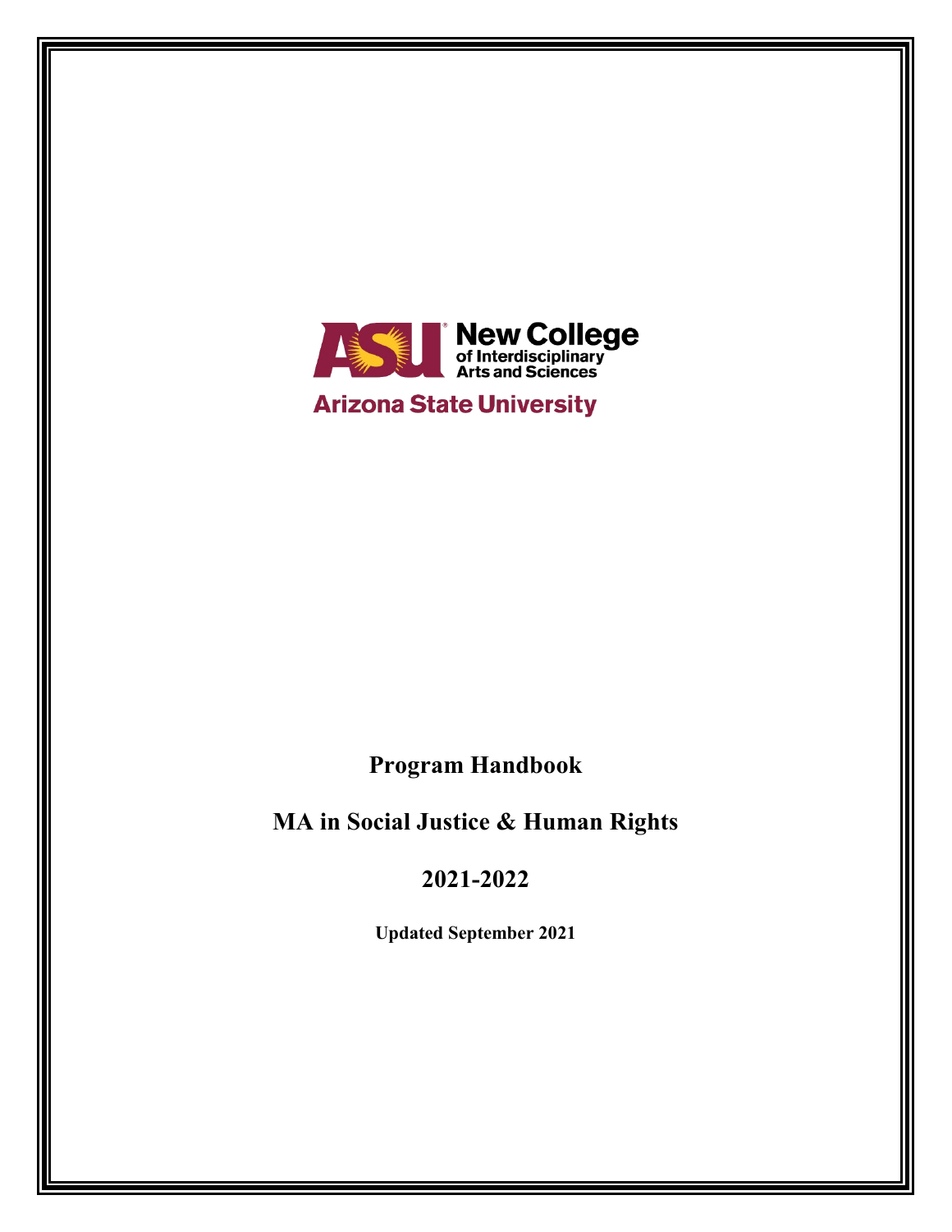ASU New College of Interdisciplinary Arts and Sciences

Arizona State University

# Program Handbook

# MA in Social Justice & Human Rights

## 2021-2022

**Updated September 2021**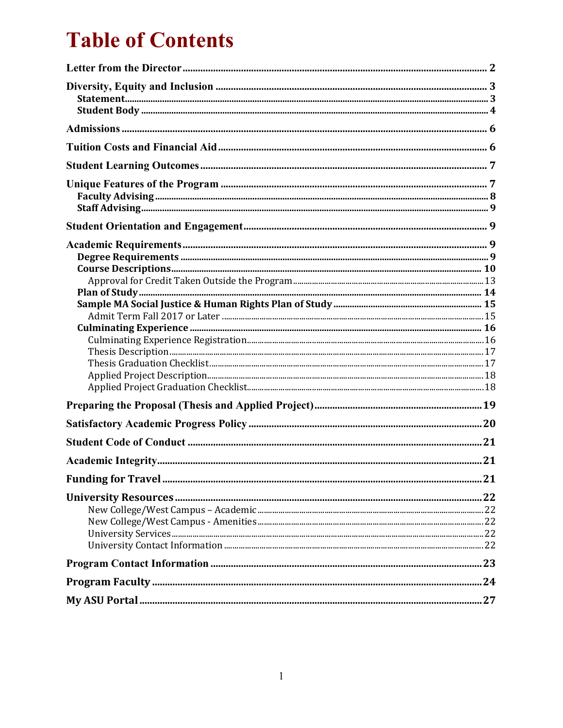# Table of Contents

**Letter from the Director** .......... **2**

**Diversity, Equity and Inclusion** .......... **3**
- **Statement** .......... **3**
- **Student Body** .......... **4**

**Admissions** .......... **6**

**Tuition Costs and Financial Aid** .......... **6**

**Student Learning Outcomes** .......... **7**

**Unique Features of the Program** .......... **7**
- **Faculty Advising** .......... **8**
- **Staff Advising** .......... **9**

**Student Orientation and Engagement** .......... **9**

**Academic Requirements** .......... **9**
- **Degree Requirements** .......... **9**
- **Course Descriptions** .......... **10**
  - Approval for Credit Taken Outside the Program .......... 13
- **Plan of Study** .......... **14**
- **Sample MA Social Justice & Human Rights Plan of Study** .......... **15**
  - Admit Term Fall 2017 or Later .......... 15
- **Culminating Experience** .......... **16**
  - Culminating Experience Registration .......... 16
  - Thesis Description .......... 17
  - Thesis Graduation Checklist .......... 17
  - Applied Project Description .......... 18
  - Applied Project Graduation Checklist .......... 18

**Preparing the Proposal (Thesis and Applied Project)** .......... **19**

**Satisfactory Academic Progress Policy** .......... **20**

**Student Code of Conduct** .......... **21**

**Academic Integrity** .......... **21**

**Funding for Travel** .......... **21**

**University Resources** .......... **22**
  - New College/West Campus – Academic .......... 22
  - New College/West Campus - Amenities .......... 22
  - University Services .......... 22
  - University Contact Information .......... 22

**Program Contact Information** .......... **23**

**Program Faculty** .......... **24**

**My ASU Portal** .......... **27**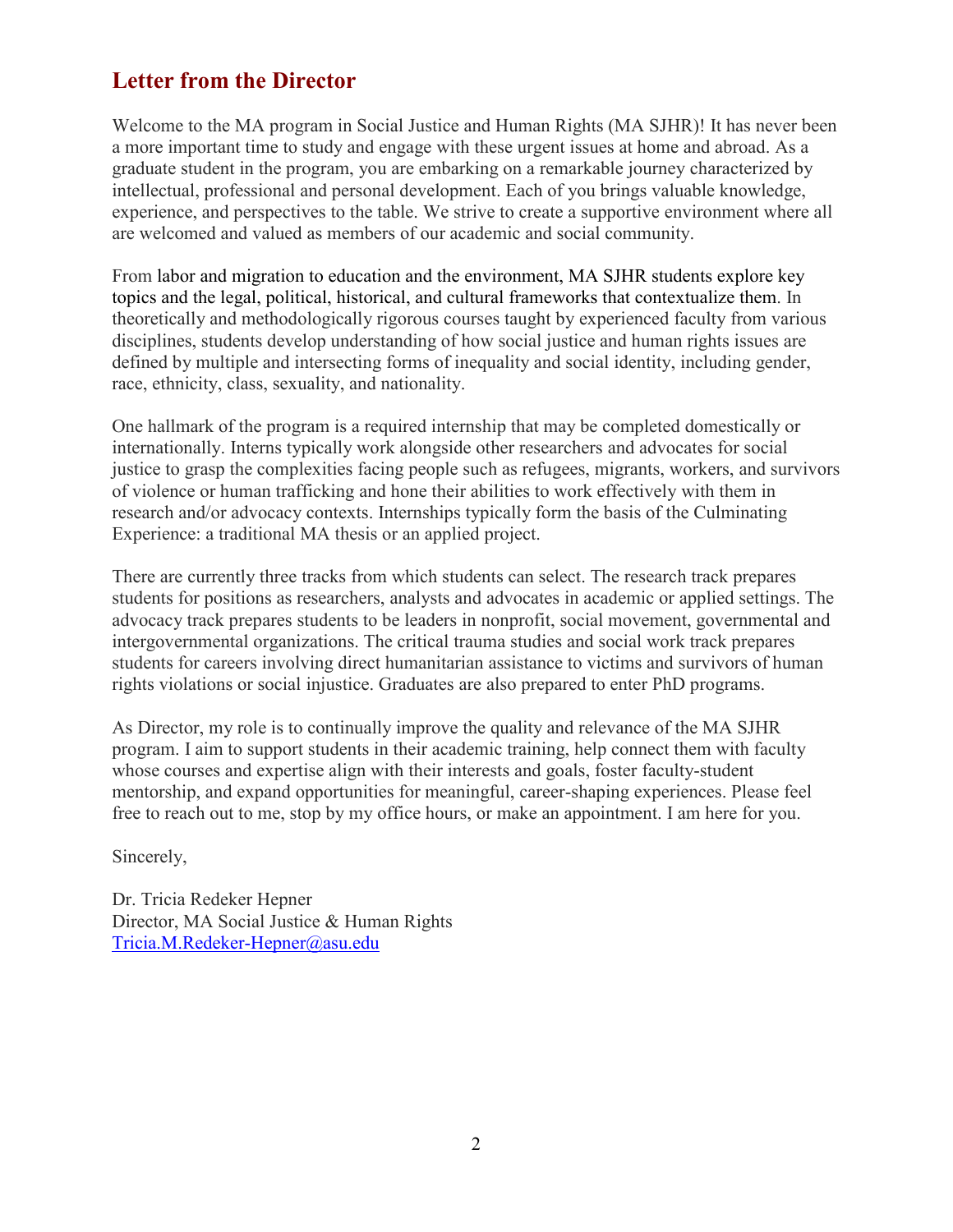## Letter from the Director

Welcome to the MA program in Social Justice and Human Rights (MA SJHR)! It has never been a more important time to study and engage with these urgent issues at home and abroad. As a graduate student in the program, you are embarking on a remarkable journey characterized by intellectual, professional and personal development. Each of you brings valuable knowledge, experience, and perspectives to the table. We strive to create a supportive environment where all are welcomed and valued as members of our academic and social community.

From labor and migration to education and the environment, MA SJHR students explore key topics and the legal, political, historical, and cultural frameworks that contextualize them. In theoretically and methodologically rigorous courses taught by experienced faculty from various disciplines, students develop understanding of how social justice and human rights issues are defined by multiple and intersecting forms of inequality and social identity, including gender, race, ethnicity, class, sexuality, and nationality.

One hallmark of the program is a required internship that may be completed domestically or internationally. Interns typically work alongside other researchers and advocates for social justice to grasp the complexities facing people such as refugees, migrants, workers, and survivors of violence or human trafficking and hone their abilities to work effectively with them in research and/or advocacy contexts. Internships typically form the basis of the Culminating Experience: a traditional MA thesis or an applied project.

There are currently three tracks from which students can select. The research track prepares students for positions as researchers, analysts and advocates in academic or applied settings. The advocacy track prepares students to be leaders in nonprofit, social movement, governmental and intergovernmental organizations. The critical trauma studies and social work track prepares students for careers involving direct humanitarian assistance to victims and survivors of human rights violations or social injustice. Graduates are also prepared to enter PhD programs.

As Director, my role is to continually improve the quality and relevance of the MA SJHR program. I aim to support students in their academic training, help connect them with faculty whose courses and expertise align with their interests and goals, foster faculty-student mentorship, and expand opportunities for meaningful, career-shaping experiences. Please feel free to reach out to me, stop by my office hours, or make an appointment. I am here for you.

Sincerely,

Dr. Tricia Redeker Hepner
Director, MA Social Justice & Human Rights
Tricia.M.Redeker-Hepner@asu.edu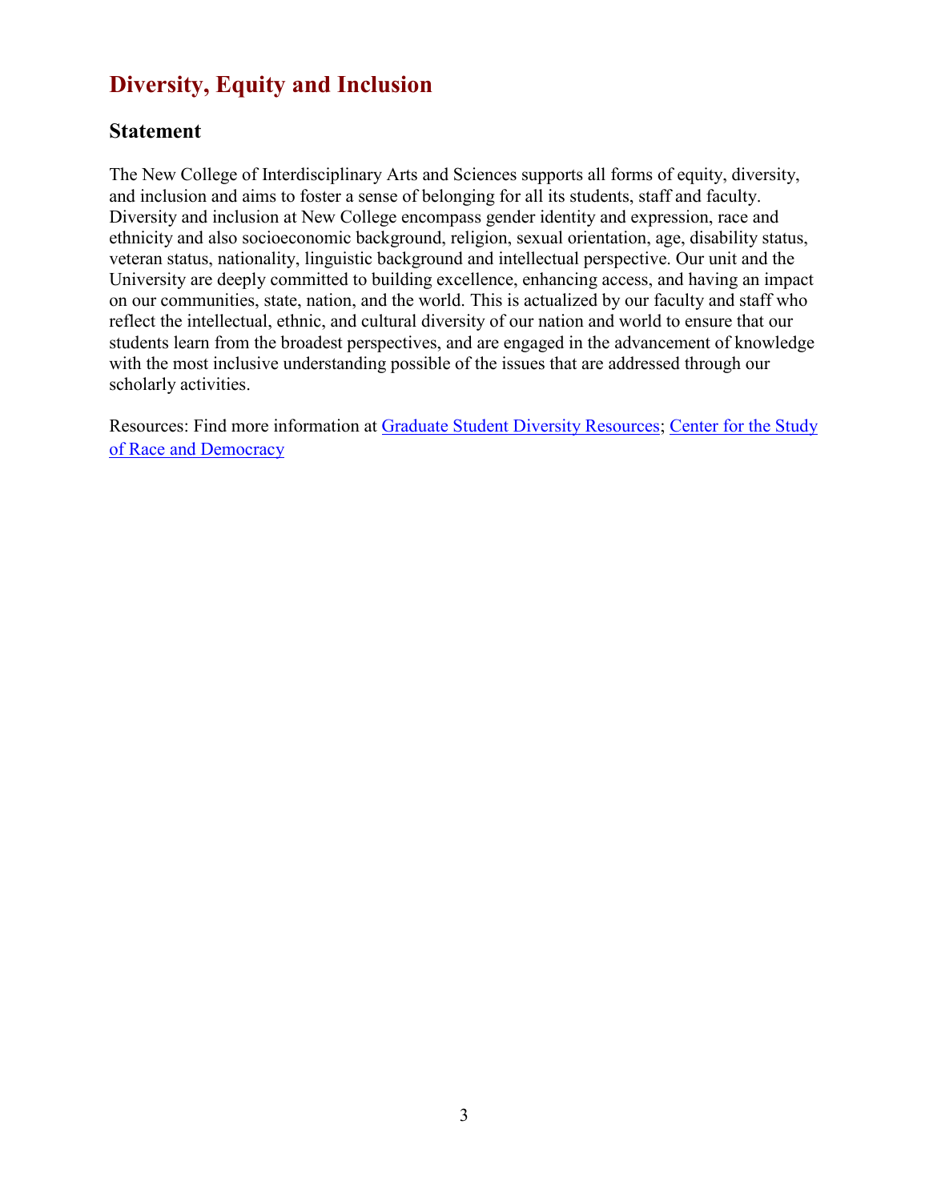# Diversity, Equity and Inclusion

## Statement

The New College of Interdisciplinary Arts and Sciences supports all forms of equity, diversity, and inclusion and aims to foster a sense of belonging for all its students, staff and faculty. Diversity and inclusion at New College encompass gender identity and expression, race and ethnicity and also socioeconomic background, religion, sexual orientation, age, disability status, veteran status, nationality, linguistic background and intellectual perspective. Our unit and the University are deeply committed to building excellence, enhancing access, and having an impact on our communities, state, nation, and the world. This is actualized by our faculty and staff who reflect the intellectual, ethnic, and cultural diversity of our nation and world to ensure that our students learn from the broadest perspectives, and are engaged in the advancement of knowledge with the most inclusive understanding possible of the issues that are addressed through our scholarly activities.

Resources: Find more information at Graduate Student Diversity Resources; Center for the Study of Race and Democracy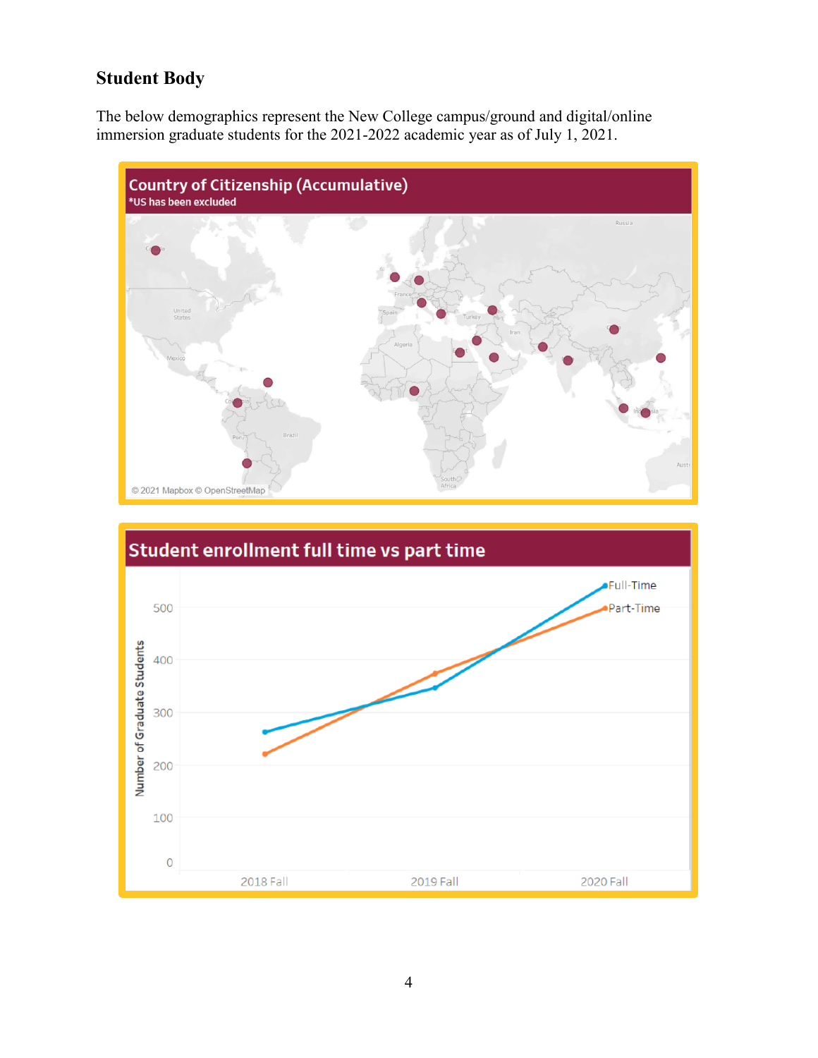## Student Body

The below demographics represent the New College campus/ground and digital/online immersion graduate students for the 2021-2022 academic year as of July 1, 2021.

**Country of Citizenship (Accumulative)**
*US has been excluded

© 2021 Mapbox © OpenStreetMap

**Student enrollment full time vs part time**

Number of Graduate Students

0
100
200
300
400
500

2018 Fall
2019 Fall
2020 Fall

Full-Time
Part-Time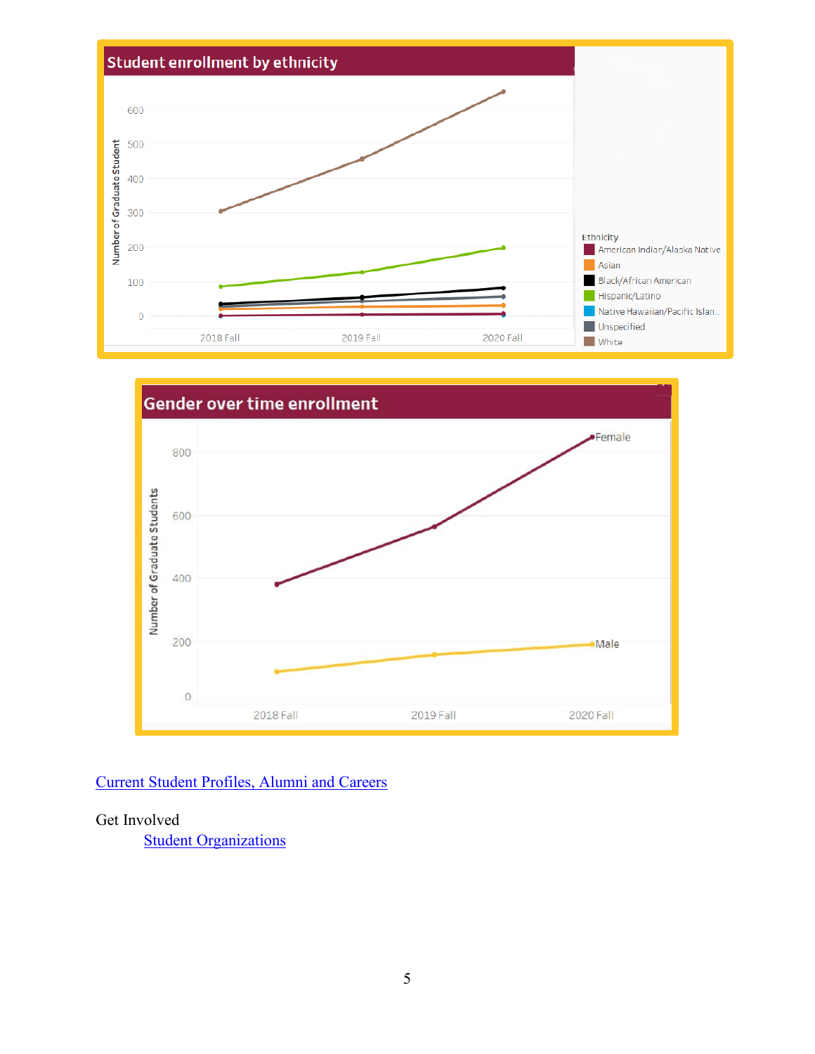**Student enrollment by ethnicity**

Number of Graduate Student

600
500
400
300
200
100
0

2018 Fall
2019 Fall
2020 Fall

Ethnicity
American Indian/Alaska Native
Asian
Black/African American
Hispanic/Latino
Native Hawaiian/Pacific Islan..
Unspecified
White

**Gender over time enrollment**

Number of Graduate Students

800
600
400
200
0

Female
Male

2018 Fall
2019 Fall
2020 Fall

[Current Student Profiles, Alumni and Careers]()

Get Involved

[Student Organizations]()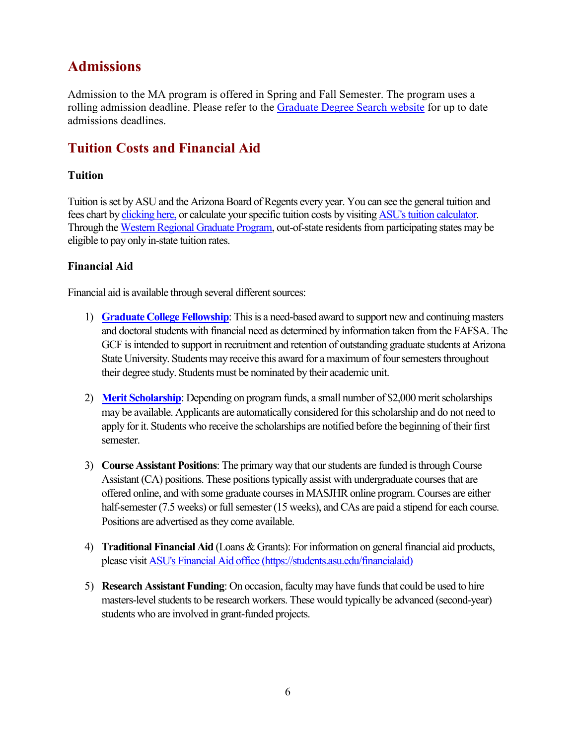## Admissions

Admission to the MA program is offered in Spring and Fall Semester. The program uses a rolling admission deadline. Please refer to the Graduate Degree Search website for up to date admissions deadlines.

## Tuition Costs and Financial Aid

### Tuition

Tuition is set by ASU and the Arizona Board of Regents every year. You can see the general tuition and fees chart by clicking here, or calculate your specific tuition costs by visiting ASU's tuition calculator. Through the Western Regional Graduate Program, out-of-state residents from participating states may be eligible to pay only in-state tuition rates.

### Financial Aid

Financial aid is available through several different sources:

1) **Graduate College Fellowship**: This is a need-based award to support new and continuing masters and doctoral students with financial need as determined by information taken from the FAFSA. The GCF is intended to support in recruitment and retention of outstanding graduate students at Arizona State University. Students may receive this award for a maximum of four semesters throughout their degree study. Students must be nominated by their academic unit.

2) **Merit Scholarship**: Depending on program funds, a small number of $2,000 merit scholarships may be available. Applicants are automatically considered for this scholarship and do not need to apply for it. Students who receive the scholarships are notified before the beginning of their first semester.

3) **Course Assistant Positions**: The primary way that our students are funded is through Course Assistant (CA) positions. These positions typically assist with undergraduate courses that are offered online, and with some graduate courses in MASJHR online program. Courses are either half-semester (7.5 weeks) or full semester (15 weeks), and CAs are paid a stipend for each course. Positions are advertised as they come available.

4) **Traditional Financial Aid** (Loans & Grants): For information on general financial aid products, please visit ASU's Financial Aid office (https://students.asu.edu/financialaid)

5) **Research Assistant Funding**: On occasion, faculty may have funds that could be used to hire masters-level students to be research workers. These would typically be advanced (second-year) students who are involved in grant-funded projects.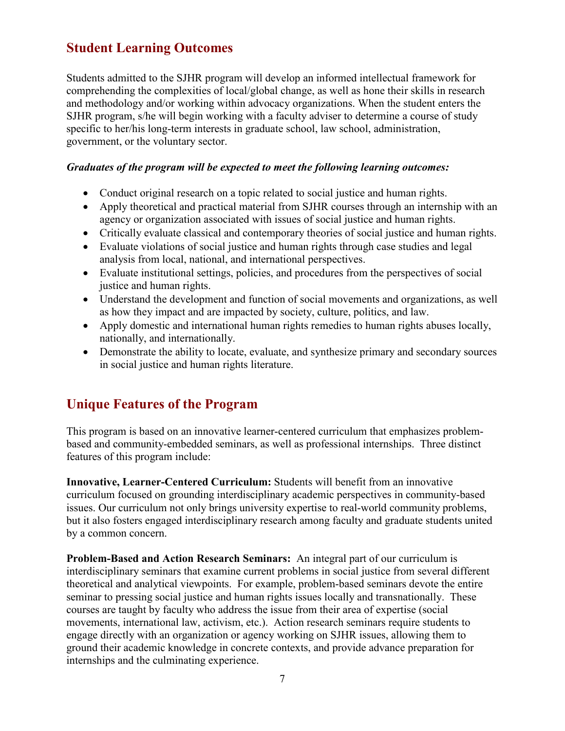## Student Learning Outcomes

Students admitted to the SJHR program will develop an informed intellectual framework for comprehending the complexities of local/global change, as well as hone their skills in research and methodology and/or working within advocacy organizations. When the student enters the SJHR program, s/he will begin working with a faculty adviser to determine a course of study specific to her/his long-term interests in graduate school, law school, administration, government, or the voluntary sector.

***Graduates of the program will be expected to meet the following learning outcomes:***

- Conduct original research on a topic related to social justice and human rights.
- Apply theoretical and practical material from SJHR courses through an internship with an agency or organization associated with issues of social justice and human rights.
- Critically evaluate classical and contemporary theories of social justice and human rights.
- Evaluate violations of social justice and human rights through case studies and legal analysis from local, national, and international perspectives.
- Evaluate institutional settings, policies, and procedures from the perspectives of social justice and human rights.
- Understand the development and function of social movements and organizations, as well as how they impact and are impacted by society, culture, politics, and law.
- Apply domestic and international human rights remedies to human rights abuses locally, nationally, and internationally.
- Demonstrate the ability to locate, evaluate, and synthesize primary and secondary sources in social justice and human rights literature.

## Unique Features of the Program

This program is based on an innovative learner-centered curriculum that emphasizes problem-based and community-embedded seminars, as well as professional internships. Three distinct features of this program include:

**Innovative, Learner-Centered Curriculum:** Students will benefit from an innovative curriculum focused on grounding interdisciplinary academic perspectives in community-based issues. Our curriculum not only brings university expertise to real-world community problems, but it also fosters engaged interdisciplinary research among faculty and graduate students united by a common concern.

**Problem-Based and Action Research Seminars:** An integral part of our curriculum is interdisciplinary seminars that examine current problems in social justice from several different theoretical and analytical viewpoints. For example, problem-based seminars devote the entire seminar to pressing social justice and human rights issues locally and transnationally. These courses are taught by faculty who address the issue from their area of expertise (social movements, international law, activism, etc.). Action research seminars require students to engage directly with an organization or agency working on SJHR issues, allowing them to ground their academic knowledge in concrete contexts, and provide advance preparation for internships and the culminating experience.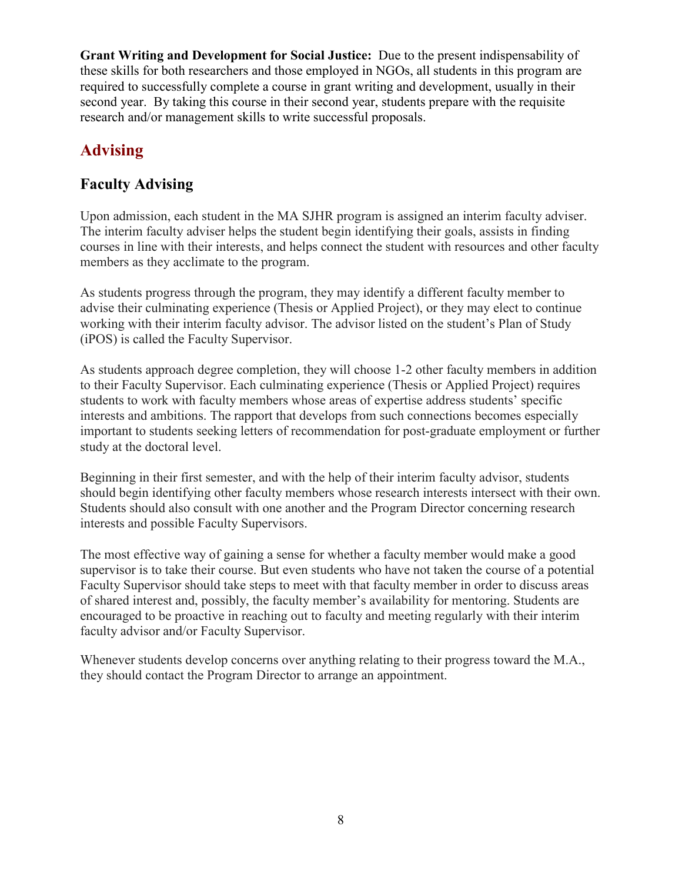**Grant Writing and Development for Social Justice:** Due to the present indispensability of these skills for both researchers and those employed in NGOs, all students in this program are required to successfully complete a course in grant writing and development, usually in their second year. By taking this course in their second year, students prepare with the requisite research and/or management skills to write successful proposals.

## Advising

### Faculty Advising

Upon admission, each student in the MA SJHR program is assigned an interim faculty adviser. The interim faculty adviser helps the student begin identifying their goals, assists in finding courses in line with their interests, and helps connect the student with resources and other faculty members as they acclimate to the program.

As students progress through the program, they may identify a different faculty member to advise their culminating experience (Thesis or Applied Project), or they may elect to continue working with their interim faculty advisor. The advisor listed on the student's Plan of Study (iPOS) is called the Faculty Supervisor.

As students approach degree completion, they will choose 1-2 other faculty members in addition to their Faculty Supervisor. Each culminating experience (Thesis or Applied Project) requires students to work with faculty members whose areas of expertise address students' specific interests and ambitions. The rapport that develops from such connections becomes especially important to students seeking letters of recommendation for post-graduate employment or further study at the doctoral level.

Beginning in their first semester, and with the help of their interim faculty advisor, students should begin identifying other faculty members whose research interests intersect with their own. Students should also consult with one another and the Program Director concerning research interests and possible Faculty Supervisors.

The most effective way of gaining a sense for whether a faculty member would make a good supervisor is to take their course. But even students who have not taken the course of a potential Faculty Supervisor should take steps to meet with that faculty member in order to discuss areas of shared interest and, possibly, the faculty member's availability for mentoring. Students are encouraged to be proactive in reaching out to faculty and meeting regularly with their interim faculty advisor and/or Faculty Supervisor.

Whenever students develop concerns over anything relating to their progress toward the M.A., they should contact the Program Director to arrange an appointment.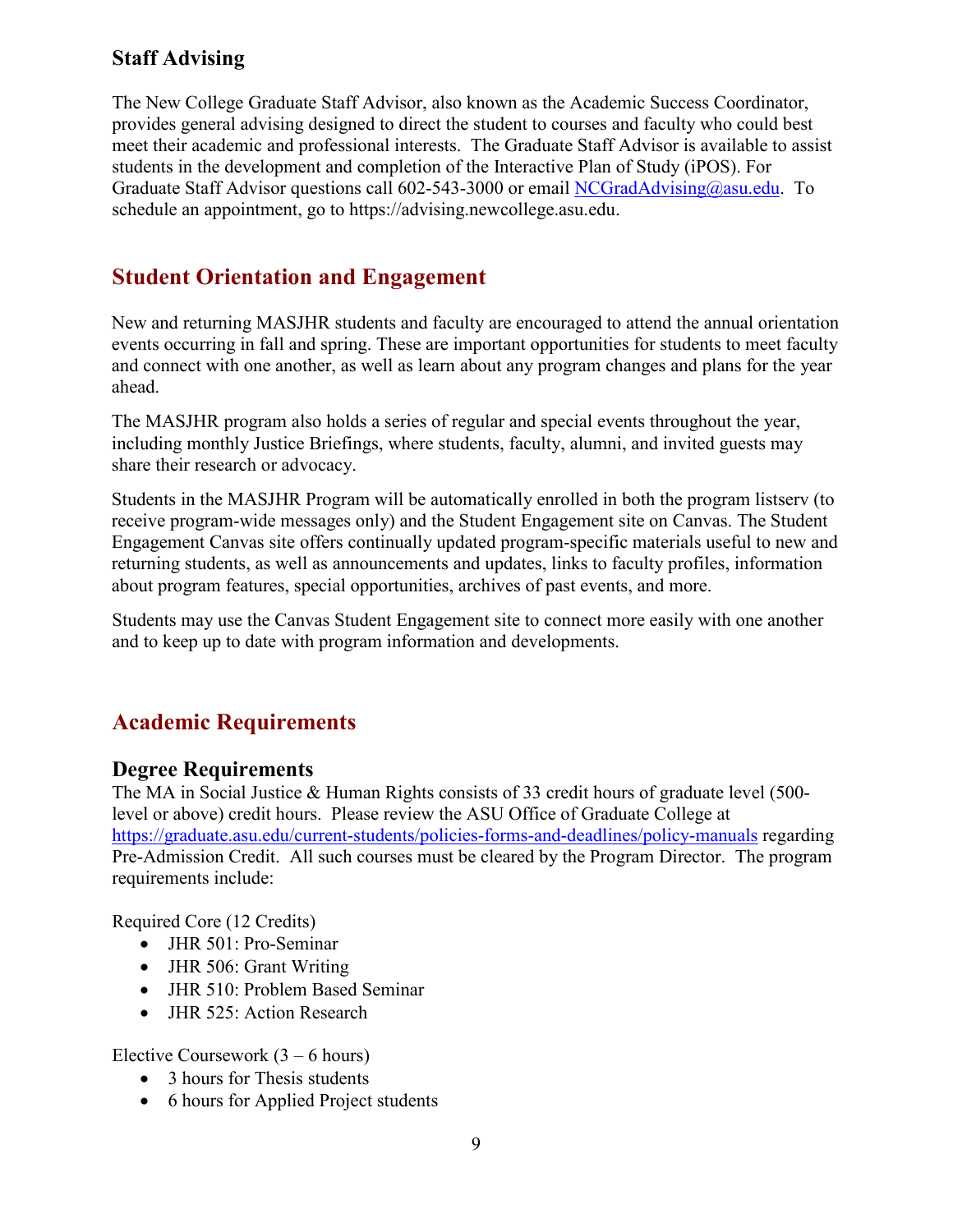### Staff Advising

The New College Graduate Staff Advisor, also known as the Academic Success Coordinator, provides general advising designed to direct the student to courses and faculty who could best meet their academic and professional interests. The Graduate Staff Advisor is available to assist students in the development and completion of the Interactive Plan of Study (iPOS). For Graduate Staff Advisor questions call 602-543-3000 or email NCGradAdvising@asu.edu. To schedule an appointment, go to https://advising.newcollege.asu.edu.

## Student Orientation and Engagement

New and returning MASJHR students and faculty are encouraged to attend the annual orientation events occurring in fall and spring. These are important opportunities for students to meet faculty and connect with one another, as well as learn about any program changes and plans for the year ahead.

The MASJHR program also holds a series of regular and special events throughout the year, including monthly Justice Briefings, where students, faculty, alumni, and invited guests may share their research or advocacy.

Students in the MASJHR Program will be automatically enrolled in both the program listserv (to receive program-wide messages only) and the Student Engagement site on Canvas. The Student Engagement Canvas site offers continually updated program-specific materials useful to new and returning students, as well as announcements and updates, links to faculty profiles, information about program features, special opportunities, archives of past events, and more.

Students may use the Canvas Student Engagement site to connect more easily with one another and to keep up to date with program information and developments.

## Academic Requirements

### Degree Requirements

The MA in Social Justice & Human Rights consists of 33 credit hours of graduate level (500-level or above) credit hours. Please review the ASU Office of Graduate College at https://graduate.asu.edu/current-students/policies-forms-and-deadlines/policy-manuals regarding Pre-Admission Credit. All such courses must be cleared by the Program Director. The program requirements include:

Required Core (12 Credits)

- JHR 501: Pro-Seminar
- JHR 506: Grant Writing
- JHR 510: Problem Based Seminar
- JHR 525: Action Research

Elective Coursework (3 – 6 hours)

- 3 hours for Thesis students
- 6 hours for Applied Project students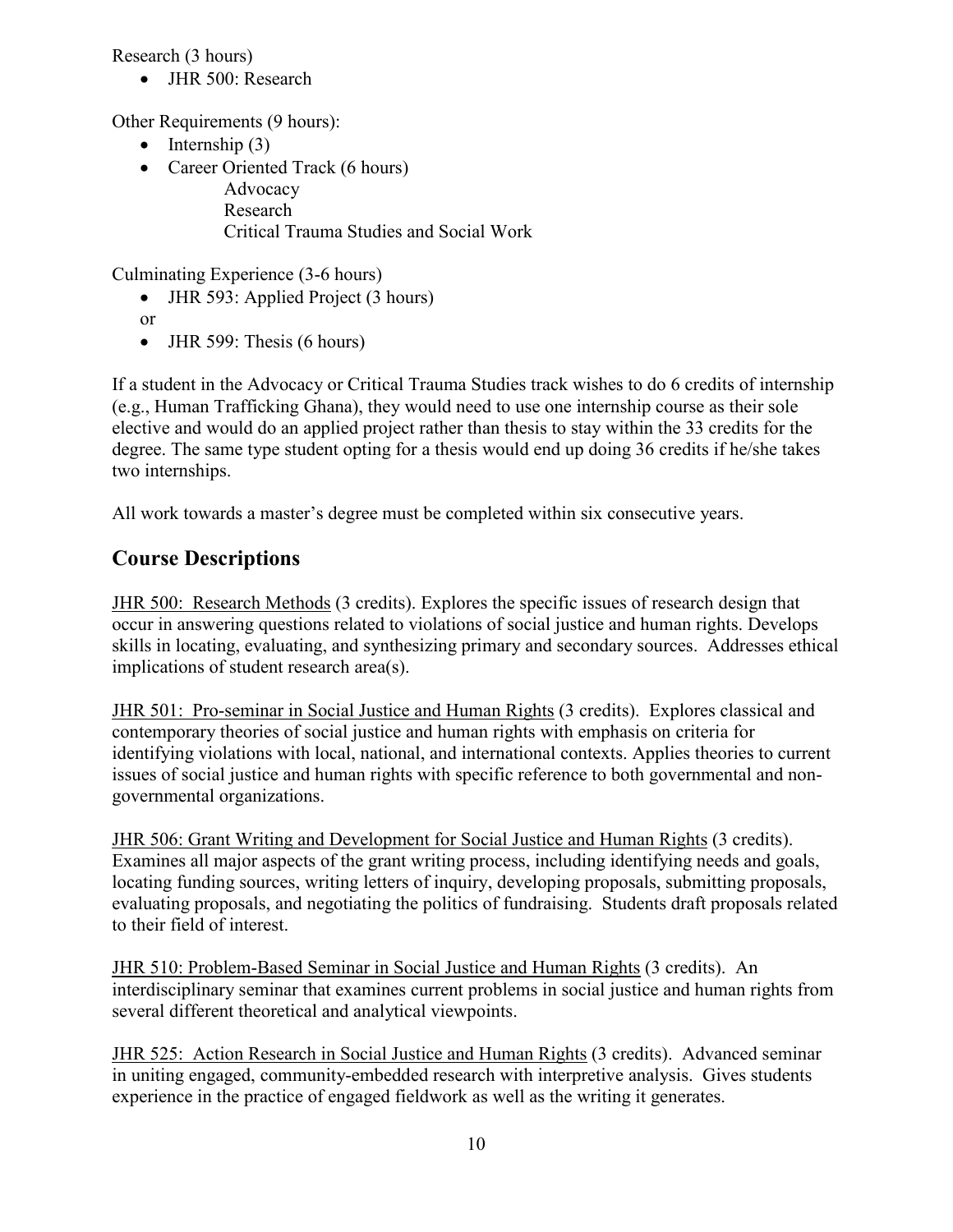Research (3 hours)

- JHR 500: Research

Other Requirements (9 hours):

- Internship (3)
- Career Oriented Track (6 hours)
  - Advocacy
  - Research
  - Critical Trauma Studies and Social Work

Culminating Experience (3-6 hours)

- JHR 593: Applied Project (3 hours)

or

- JHR 599: Thesis (6 hours)

If a student in the Advocacy or Critical Trauma Studies track wishes to do 6 credits of internship (e.g., Human Trafficking Ghana), they would need to use one internship course as their sole elective and would do an applied project rather than thesis to stay within the 33 credits for the degree. The same type student opting for a thesis would end up doing 36 credits if he/she takes two internships.

All work towards a master's degree must be completed within six consecutive years.

## Course Descriptions

<u>JHR 500: Research Methods</u> (3 credits). Explores the specific issues of research design that occur in answering questions related to violations of social justice and human rights. Develops skills in locating, evaluating, and synthesizing primary and secondary sources. Addresses ethical implications of student research area(s).

<u>JHR 501: Pro-seminar in Social Justice and Human Rights</u> (3 credits). Explores classical and contemporary theories of social justice and human rights with emphasis on criteria for identifying violations with local, national, and international contexts. Applies theories to current issues of social justice and human rights with specific reference to both governmental and non-governmental organizations.

<u>JHR 506: Grant Writing and Development for Social Justice and Human Rights</u> (3 credits). Examines all major aspects of the grant writing process, including identifying needs and goals, locating funding sources, writing letters of inquiry, developing proposals, submitting proposals, evaluating proposals, and negotiating the politics of fundraising. Students draft proposals related to their field of interest.

<u>JHR 510: Problem-Based Seminar in Social Justice and Human Rights</u> (3 credits). An interdisciplinary seminar that examines current problems in social justice and human rights from several different theoretical and analytical viewpoints.

<u>JHR 525: Action Research in Social Justice and Human Rights</u> (3 credits). Advanced seminar in uniting engaged, community-embedded research with interpretive analysis. Gives students experience in the practice of engaged fieldwork as well as the writing it generates.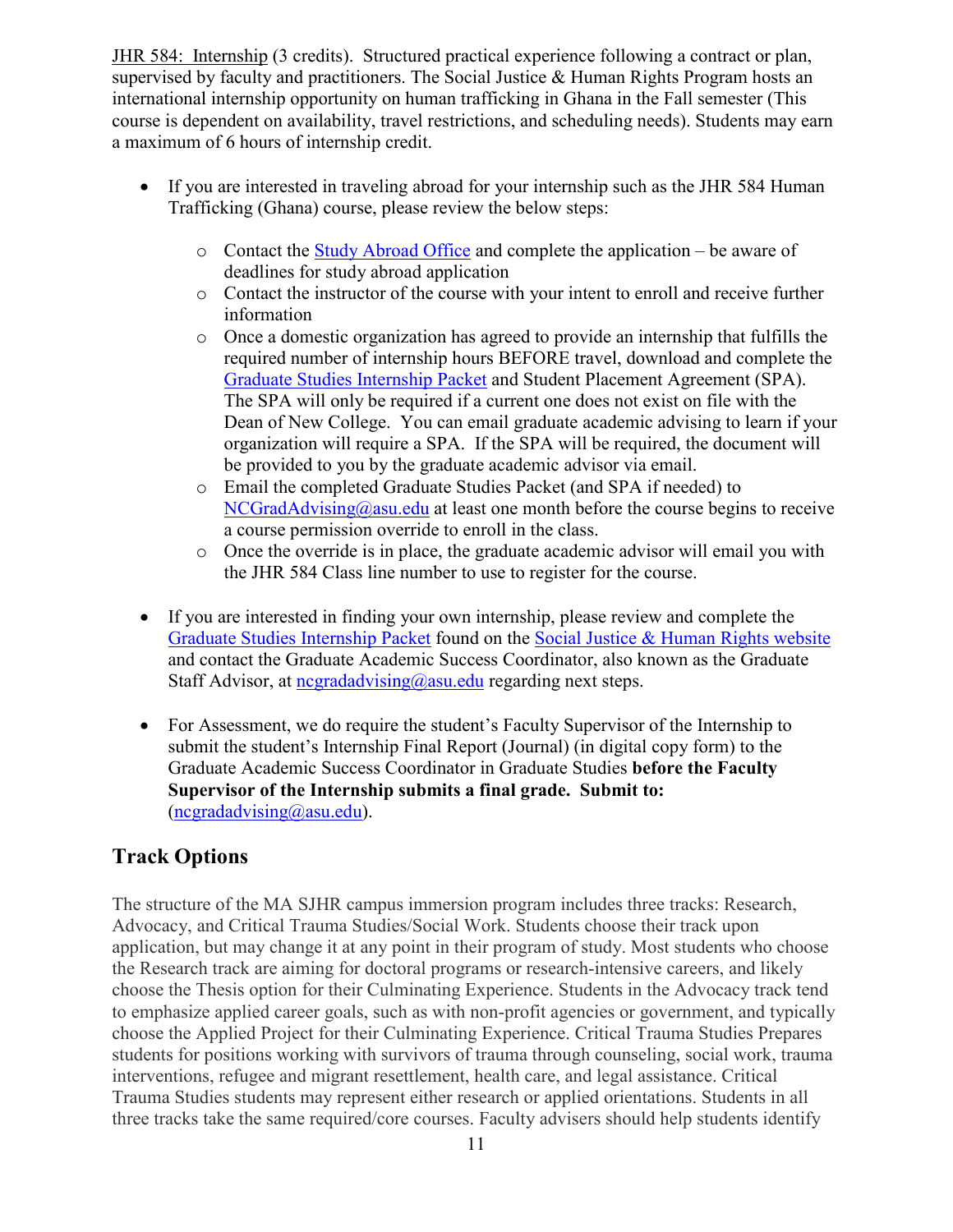JHR 584: Internship (3 credits). Structured practical experience following a contract or plan, supervised by faculty and practitioners. The Social Justice & Human Rights Program hosts an international internship opportunity on human trafficking in Ghana in the Fall semester (This course is dependent on availability, travel restrictions, and scheduling needs). Students may earn a maximum of 6 hours of internship credit.

- If you are interested in traveling abroad for your internship such as the JHR 584 Human Trafficking (Ghana) course, please review the below steps:
  - Contact the Study Abroad Office and complete the application – be aware of deadlines for study abroad application
  - Contact the instructor of the course with your intent to enroll and receive further information
  - Once a domestic organization has agreed to provide an internship that fulfills the required number of internship hours BEFORE travel, download and complete the Graduate Studies Internship Packet and Student Placement Agreement (SPA). The SPA will only be required if a current one does not exist on file with the Dean of New College. You can email graduate academic advising to learn if your organization will require a SPA. If the SPA will be required, the document will be provided to you by the graduate academic advisor via email.
  - Email the completed Graduate Studies Packet (and SPA if needed) to NCGradAdvising@asu.edu at least one month before the course begins to receive a course permission override to enroll in the class.
  - Once the override is in place, the graduate academic advisor will email you with the JHR 584 Class line number to use to register for the course.

- If you are interested in finding your own internship, please review and complete the Graduate Studies Internship Packet found on the Social Justice & Human Rights website and contact the Graduate Academic Success Coordinator, also known as the Graduate Staff Advisor, at ncgradadvising@asu.edu regarding next steps.

- For Assessment, we do require the student's Faculty Supervisor of the Internship to submit the student's Internship Final Report (Journal) (in digital copy form) to the Graduate Academic Success Coordinator in Graduate Studies **before the Faculty Supervisor of the Internship submits a final grade. Submit to:** (ncgradadvising@asu.edu).

## Track Options

The structure of the MA SJHR campus immersion program includes three tracks: Research, Advocacy, and Critical Trauma Studies/Social Work. Students choose their track upon application, but may change it at any point in their program of study. Most students who choose the Research track are aiming for doctoral programs or research-intensive careers, and likely choose the Thesis option for their Culminating Experience. Students in the Advocacy track tend to emphasize applied career goals, such as with non-profit agencies or government, and typically choose the Applied Project for their Culminating Experience. Critical Trauma Studies Prepares students for positions working with survivors of trauma through counseling, social work, trauma interventions, refugee and migrant resettlement, health care, and legal assistance. Critical Trauma Studies students may represent either research or applied orientations. Students in all three tracks take the same required/core courses. Faculty advisers should help students identify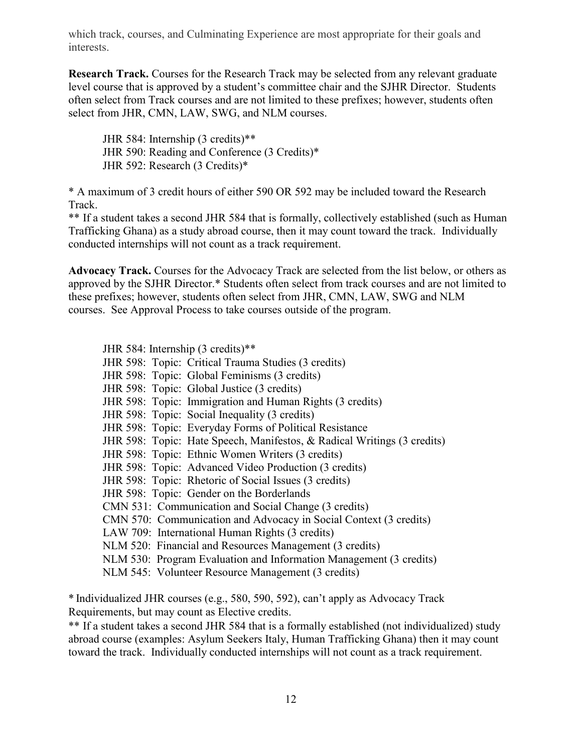which track, courses, and Culminating Experience are most appropriate for their goals and interests.

**Research Track.** Courses for the Research Track may be selected from any relevant graduate level course that is approved by a student's committee chair and the SJHR Director. Students often select from Track courses and are not limited to these prefixes; however, students often select from JHR, CMN, LAW, SWG, and NLM courses.

JHR 584: Internship (3 credits)**
JHR 590: Reading and Conference (3 Credits)*
JHR 592: Research (3 Credits)*

* A maximum of 3 credit hours of either 590 OR 592 may be included toward the Research Track.
** If a student takes a second JHR 584 that is formally, collectively established (such as Human Trafficking Ghana) as a study abroad course, then it may count toward the track. Individually conducted internships will not count as a track requirement.

**Advocacy Track.** Courses for the Advocacy Track are selected from the list below, or others as approved by the SJHR Director.* Students often select from track courses and are not limited to these prefixes; however, students often select from JHR, CMN, LAW, SWG and NLM courses. See Approval Process to take courses outside of the program.

JHR 584: Internship (3 credits)**
JHR 598: Topic: Critical Trauma Studies (3 credits)
JHR 598: Topic: Global Feminisms (3 credits)
JHR 598: Topic: Global Justice (3 credits)
JHR 598: Topic: Immigration and Human Rights (3 credits)
JHR 598: Topic: Social Inequality (3 credits)
JHR 598: Topic: Everyday Forms of Political Resistance
JHR 598: Topic: Hate Speech, Manifestos, & Radical Writings (3 credits)
JHR 598: Topic: Ethnic Women Writers (3 credits)
JHR 598: Topic: Advanced Video Production (3 credits)
JHR 598: Topic: Rhetoric of Social Issues (3 credits)
JHR 598: Topic: Gender on the Borderlands
CMN 531: Communication and Social Change (3 credits)
CMN 570: Communication and Advocacy in Social Context (3 credits)
LAW 709: International Human Rights (3 credits)
NLM 520: Financial and Resources Management (3 credits)
NLM 530: Program Evaluation and Information Management (3 credits)
NLM 545: Volunteer Resource Management (3 credits)

* Individualized JHR courses (e.g., 580, 590, 592), can't apply as Advocacy Track Requirements, but may count as Elective credits.
** If a student takes a second JHR 584 that is a formally established (not individualized) study abroad course (examples: Asylum Seekers Italy, Human Trafficking Ghana) then it may count toward the track. Individually conducted internships will not count as a track requirement.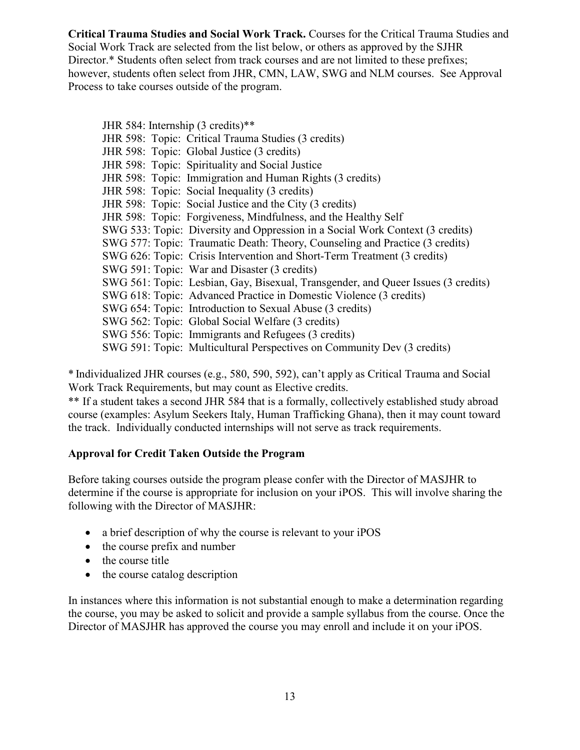**Critical Trauma Studies and Social Work Track.** Courses for the Critical Trauma Studies and Social Work Track are selected from the list below, or others as approved by the SJHR Director.* Students often select from track courses and are not limited to these prefixes; however, students often select from JHR, CMN, LAW, SWG and NLM courses. See Approval Process to take courses outside of the program.

JHR 584: Internship (3 credits)**
JHR 598: Topic: Critical Trauma Studies (3 credits)
JHR 598: Topic: Global Justice (3 credits)
JHR 598: Topic: Spirituality and Social Justice
JHR 598: Topic: Immigration and Human Rights (3 credits)
JHR 598: Topic: Social Inequality (3 credits)
JHR 598: Topic: Social Justice and the City (3 credits)
JHR 598: Topic: Forgiveness, Mindfulness, and the Healthy Self
SWG 533: Topic: Diversity and Oppression in a Social Work Context (3 credits)
SWG 577: Topic: Traumatic Death: Theory, Counseling and Practice (3 credits)
SWG 626: Topic: Crisis Intervention and Short-Term Treatment (3 credits)
SWG 591: Topic: War and Disaster (3 credits)
SWG 561: Topic: Lesbian, Gay, Bisexual, Transgender, and Queer Issues (3 credits)
SWG 618: Topic: Advanced Practice in Domestic Violence (3 credits)
SWG 654: Topic: Introduction to Sexual Abuse (3 credits)
SWG 562: Topic: Global Social Welfare (3 credits)
SWG 556: Topic: Immigrants and Refugees (3 credits)
SWG 591: Topic: Multicultural Perspectives on Community Dev (3 credits)

* Individualized JHR courses (e.g., 580, 590, 592), can't apply as Critical Trauma and Social Work Track Requirements, but may count as Elective credits.
** If a student takes a second JHR 584 that is a formally, collectively established study abroad course (examples: Asylum Seekers Italy, Human Trafficking Ghana), then it may count toward the track. Individually conducted internships will not serve as track requirements.

### Approval for Credit Taken Outside the Program

Before taking courses outside the program please confer with the Director of MASJHR to determine if the course is appropriate for inclusion on your iPOS. This will involve sharing the following with the Director of MASJHR:

- a brief description of why the course is relevant to your iPOS
- the course prefix and number
- the course title
- the course catalog description

In instances where this information is not substantial enough to make a determination regarding the course, you may be asked to solicit and provide a sample syllabus from the course. Once the Director of MASJHR has approved the course you may enroll and include it on your iPOS.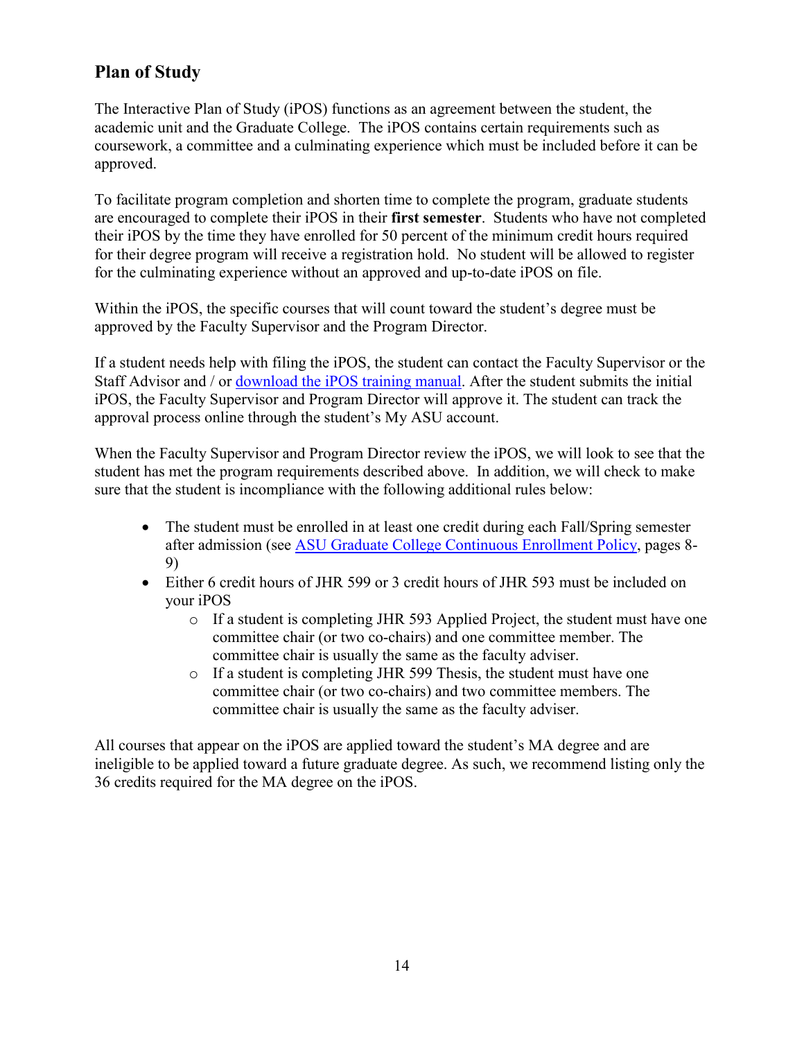## Plan of Study

The Interactive Plan of Study (iPOS) functions as an agreement between the student, the academic unit and the Graduate College. The iPOS contains certain requirements such as coursework, a committee and a culminating experience which must be included before it can be approved.

To facilitate program completion and shorten time to complete the program, graduate students are encouraged to complete their iPOS in their **first semester**. Students who have not completed their iPOS by the time they have enrolled for 50 percent of the minimum credit hours required for their degree program will receive a registration hold. No student will be allowed to register for the culminating experience without an approved and up-to-date iPOS on file.

Within the iPOS, the specific courses that will count toward the student's degree must be approved by the Faculty Supervisor and the Program Director.

If a student needs help with filing the iPOS, the student can contact the Faculty Supervisor or the Staff Advisor and / or [download the iPOS training manual](). After the student submits the initial iPOS, the Faculty Supervisor and Program Director will approve it. The student can track the approval process online through the student's My ASU account.

When the Faculty Supervisor and Program Director review the iPOS, we will look to see that the student has met the program requirements described above. In addition, we will check to make sure that the student is incompliance with the following additional rules below:

- The student must be enrolled in at least one credit during each Fall/Spring semester after admission (see [ASU Graduate College Continuous Enrollment Policy](), pages 8-9)
- Either 6 credit hours of JHR 599 or 3 credit hours of JHR 593 must be included on your iPOS
  - If a student is completing JHR 593 Applied Project, the student must have one committee chair (or two co-chairs) and one committee member. The committee chair is usually the same as the faculty adviser.
  - If a student is completing JHR 599 Thesis, the student must have one committee chair (or two co-chairs) and two committee members. The committee chair is usually the same as the faculty adviser.

All courses that appear on the iPOS are applied toward the student's MA degree and are ineligible to be applied toward a future graduate degree. As such, we recommend listing only the 36 credits required for the MA degree on the iPOS.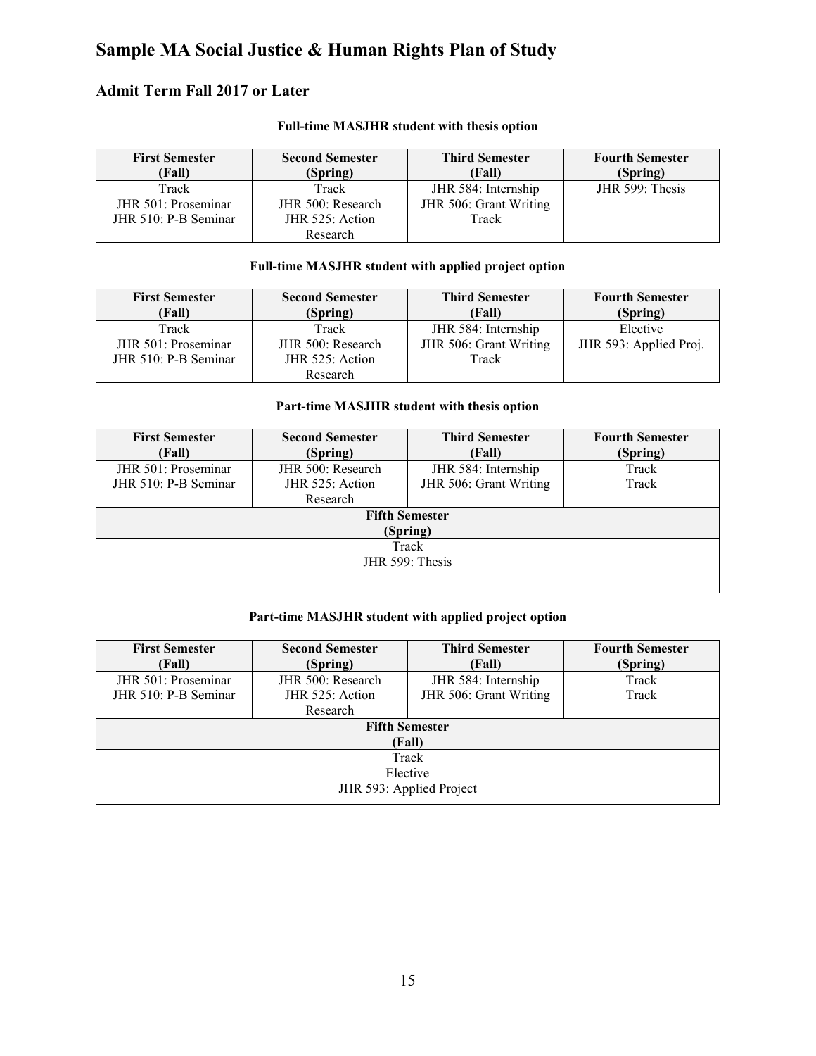# Sample MA Social Justice & Human Rights Plan of Study

## Admit Term Fall 2017 or Later

**Full-time MASJHR student with thesis option**

| First Semester (Fall) | Second Semester (Spring) | Third Semester (Fall) | Fourth Semester (Spring) |
|---|---|---|---|
| Track<br>JHR 501: Proseminar<br>JHR 510: P-B Seminar | Track<br>JHR 500: Research<br>JHR 525: Action Research | JHR 584: Internship<br>JHR 506: Grant Writing<br>Track | JHR 599: Thesis |

**Full-time MASJHR student with applied project option**

| First Semester (Fall) | Second Semester (Spring) | Third Semester (Fall) | Fourth Semester (Spring) |
|---|---|---|---|
| Track<br>JHR 501: Proseminar<br>JHR 510: P-B Seminar | Track<br>JHR 500: Research<br>JHR 525: Action Research | JHR 584: Internship<br>JHR 506: Grant Writing<br>Track | Elective<br>JHR 593: Applied Proj. |

**Part-time MASJHR student with thesis option**

| First Semester (Fall) | Second Semester (Spring) | Third Semester (Fall) | Fourth Semester (Spring) |
|---|---|---|---|
| JHR 501: Proseminar<br>JHR 510: P-B Seminar | JHR 500: Research<br>JHR 525: Action Research | JHR 584: Internship<br>JHR 506: Grant Writing | Track<br>Track |
| **Fifth Semester (Spring)** | | | |
| Track<br>JHR 599: Thesis | | | |

**Part-time MASJHR student with applied project option**

| First Semester (Fall) | Second Semester (Spring) | Third Semester (Fall) | Fourth Semester (Spring) |
|---|---|---|---|
| JHR 501: Proseminar<br>JHR 510: P-B Seminar | JHR 500: Research<br>JHR 525: Action Research | JHR 584: Internship<br>JHR 506: Grant Writing | Track<br>Track |
| **Fifth Semester (Fall)** | | | |
| Track<br>Elective<br>JHR 593: Applied Project | | | |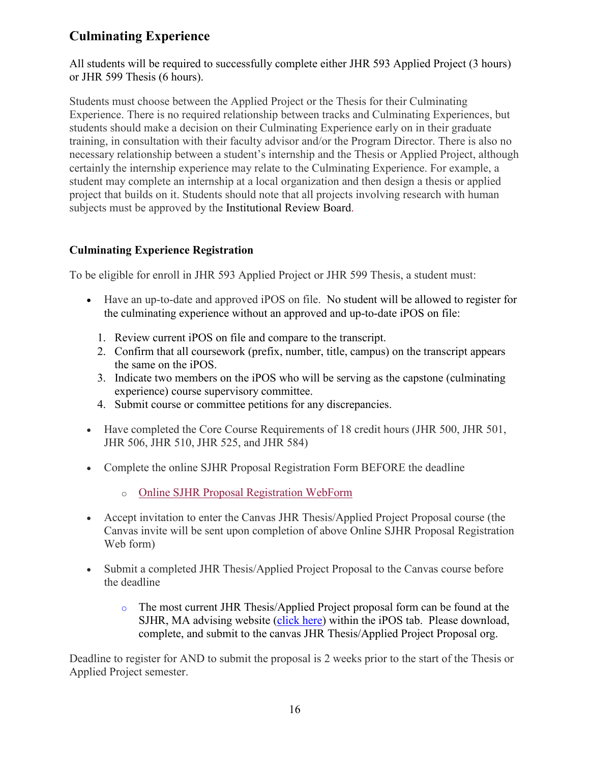## Culminating Experience

All students will be required to successfully complete either JHR 593 Applied Project (3 hours) or JHR 599 Thesis (6 hours).

Students must choose between the Applied Project or the Thesis for their Culminating Experience. There is no required relationship between tracks and Culminating Experiences, but students should make a decision on their Culminating Experience early on in their graduate training, in consultation with their faculty advisor and/or the Program Director. There is also no necessary relationship between a student's internship and the Thesis or Applied Project, although certainly the internship experience may relate to the Culminating Experience. For example, a student may complete an internship at a local organization and then design a thesis or applied project that builds on it. Students should note that all projects involving research with human subjects must be approved by the Institutional Review Board.

### Culminating Experience Registration

To be eligible for enroll in JHR 593 Applied Project or JHR 599 Thesis, a student must:

- Have an up-to-date and approved iPOS on file. No student will be allowed to register for the culminating experience without an approved and up-to-date iPOS on file:
  1. Review current iPOS on file and compare to the transcript.
  2. Confirm that all coursework (prefix, number, title, campus) on the transcript appears the same on the iPOS.
  3. Indicate two members on the iPOS who will be serving as the capstone (culminating experience) course supervisory committee.
  4. Submit course or committee petitions for any discrepancies.
- Have completed the Core Course Requirements of 18 credit hours (JHR 500, JHR 501, JHR 506, JHR 510, JHR 525, and JHR 584)
- Complete the online SJHR Proposal Registration Form BEFORE the deadline
  - Online SJHR Proposal Registration WebForm
- Accept invitation to enter the Canvas JHR Thesis/Applied Project Proposal course (the Canvas invite will be sent upon completion of above Online SJHR Proposal Registration Web form)
- Submit a completed JHR Thesis/Applied Project Proposal to the Canvas course before the deadline
  - The most current JHR Thesis/Applied Project proposal form can be found at the SJHR, MA advising website (click here) within the iPOS tab. Please download, complete, and submit to the canvas JHR Thesis/Applied Project Proposal org.

Deadline to register for AND to submit the proposal is 2 weeks prior to the start of the Thesis or Applied Project semester.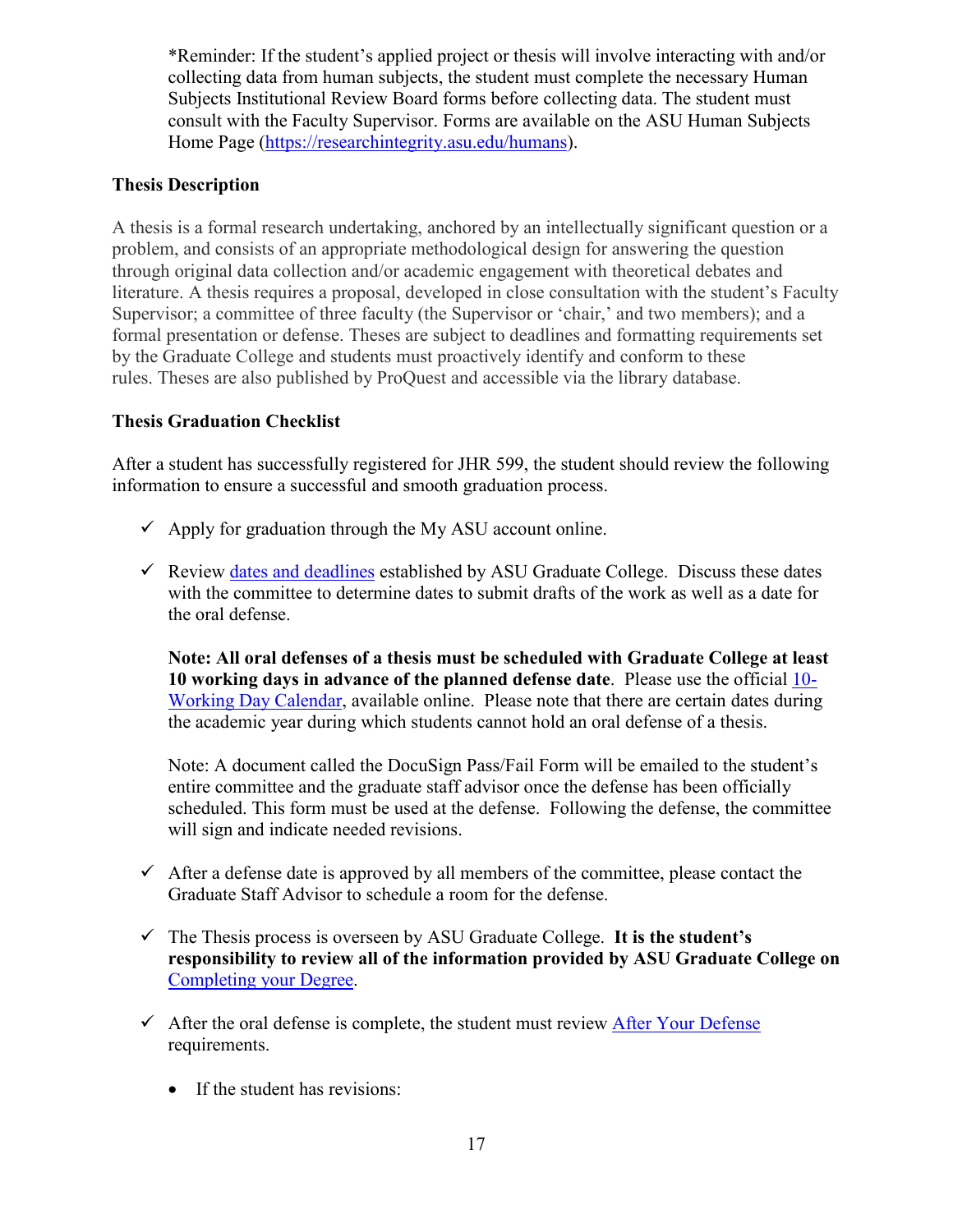*Reminder: If the student's applied project or thesis will involve interacting with and/or collecting data from human subjects, the student must complete the necessary Human Subjects Institutional Review Board forms before collecting data. The student must consult with the Faculty Supervisor. Forms are available on the ASU Human Subjects Home Page (https://researchintegrity.asu.edu/humans).

**Thesis Description**

A thesis is a formal research undertaking, anchored by an intellectually significant question or a problem, and consists of an appropriate methodological design for answering the question through original data collection and/or academic engagement with theoretical debates and literature. A thesis requires a proposal, developed in close consultation with the student's Faculty Supervisor; a committee of three faculty (the Supervisor or 'chair,' and two members); and a formal presentation or defense. Theses are subject to deadlines and formatting requirements set by the Graduate College and students must proactively identify and conform to these rules. Theses are also published by ProQuest and accessible via the library database.

**Thesis Graduation Checklist**

After a student has successfully registered for JHR 599, the student should review the following information to ensure a successful and smooth graduation process.

- ✓ Apply for graduation through the My ASU account online.
- ✓ Review dates and deadlines established by ASU Graduate College. Discuss these dates with the committee to determine dates to submit drafts of the work as well as a date for the oral defense.

  **Note: All oral defenses of a thesis must be scheduled with Graduate College at least 10 working days in advance of the planned defense date**. Please use the official 10-Working Day Calendar, available online. Please note that there are certain dates during the academic year during which students cannot hold an oral defense of a thesis.

  Note: A document called the DocuSign Pass/Fail Form will be emailed to the student's entire committee and the graduate staff advisor once the defense has been officially scheduled. This form must be used at the defense. Following the defense, the committee will sign and indicate needed revisions.

- ✓ After a defense date is approved by all members of the committee, please contact the Graduate Staff Advisor to schedule a room for the defense.
- ✓ The Thesis process is overseen by ASU Graduate College. **It is the student's responsibility to review all of the information provided by ASU Graduate College on** Completing your Degree.
- ✓ After the oral defense is complete, the student must review After Your Defense requirements.
  - If the student has revisions: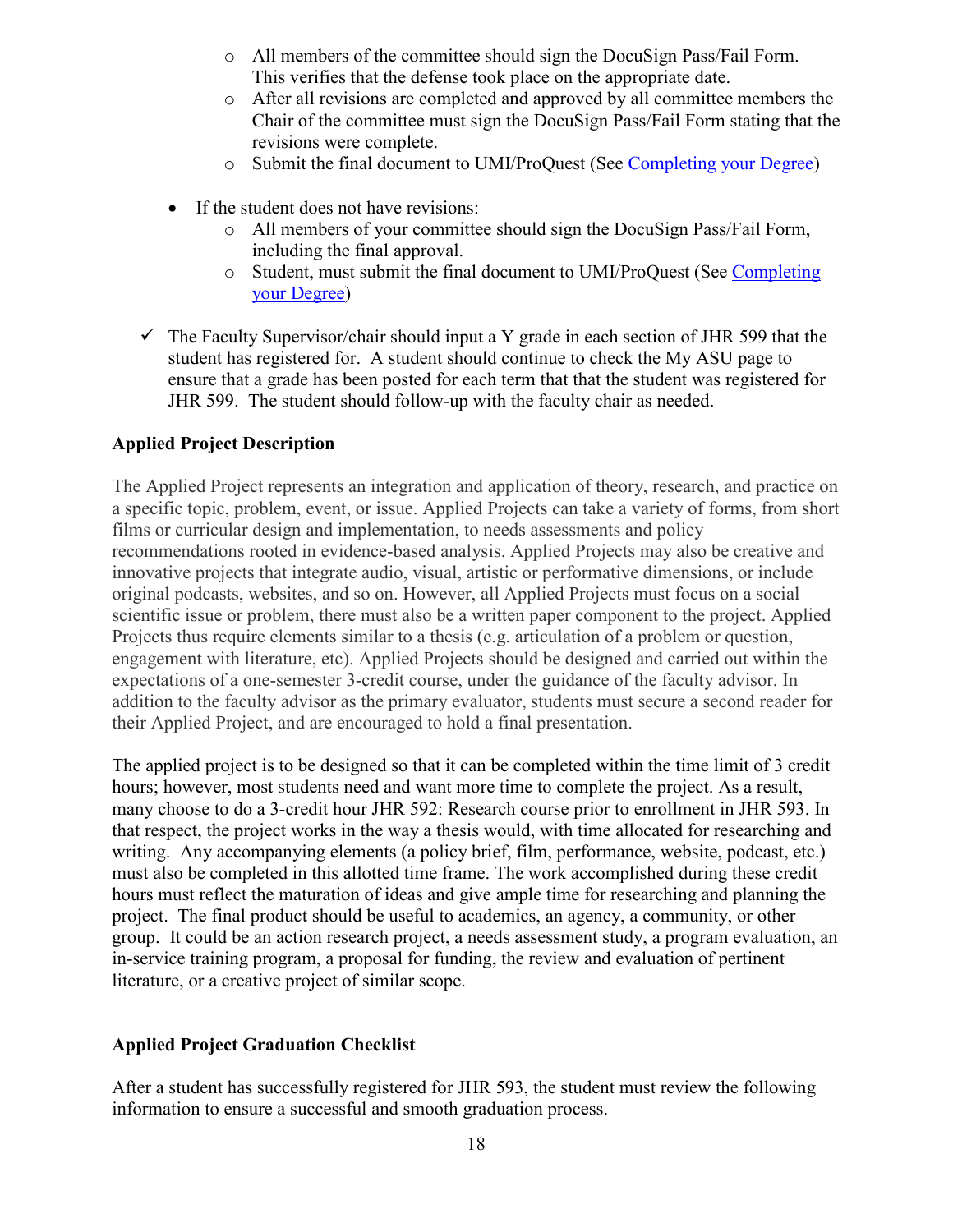- All members of the committee should sign the DocuSign Pass/Fail Form. This verifies that the defense took place on the appropriate date.
  - After all revisions are completed and approved by all committee members the Chair of the committee must sign the DocuSign Pass/Fail Form stating that the revisions were complete.
  - Submit the final document to UMI/ProQuest (See [Completing your Degree](#))

- If the student does not have revisions:
  - All members of your committee should sign the DocuSign Pass/Fail Form, including the final approval.
  - Student, must submit the final document to UMI/ProQuest (See [Completing your Degree](#))

✓ The Faculty Supervisor/chair should input a Y grade in each section of JHR 599 that the student has registered for. A student should continue to check the My ASU page to ensure that a grade has been posted for each term that that the student was registered for JHR 599. The student should follow-up with the faculty chair as needed.

**Applied Project Description**

The Applied Project represents an integration and application of theory, research, and practice on a specific topic, problem, event, or issue. Applied Projects can take a variety of forms, from short films or curricular design and implementation, to needs assessments and policy recommendations rooted in evidence-based analysis. Applied Projects may also be creative and innovative projects that integrate audio, visual, artistic or performative dimensions, or include original podcasts, websites, and so on. However, all Applied Projects must focus on a social scientific issue or problem, there must also be a written paper component to the project. Applied Projects thus require elements similar to a thesis (e.g. articulation of a problem or question, engagement with literature, etc). Applied Projects should be designed and carried out within the expectations of a one-semester 3-credit course, under the guidance of the faculty advisor. In addition to the faculty advisor as the primary evaluator, students must secure a second reader for their Applied Project, and are encouraged to hold a final presentation.

The applied project is to be designed so that it can be completed within the time limit of 3 credit hours; however, most students need and want more time to complete the project. As a result, many choose to do a 3-credit hour JHR 592: Research course prior to enrollment in JHR 593. In that respect, the project works in the way a thesis would, with time allocated for researching and writing. Any accompanying elements (a policy brief, film, performance, website, podcast, etc.) must also be completed in this allotted time frame. The work accomplished during these credit hours must reflect the maturation of ideas and give ample time for researching and planning the project. The final product should be useful to academics, an agency, a community, or other group. It could be an action research project, a needs assessment study, a program evaluation, an in-service training program, a proposal for funding, the review and evaluation of pertinent literature, or a creative project of similar scope.

**Applied Project Graduation Checklist**

After a student has successfully registered for JHR 593, the student must review the following information to ensure a successful and smooth graduation process.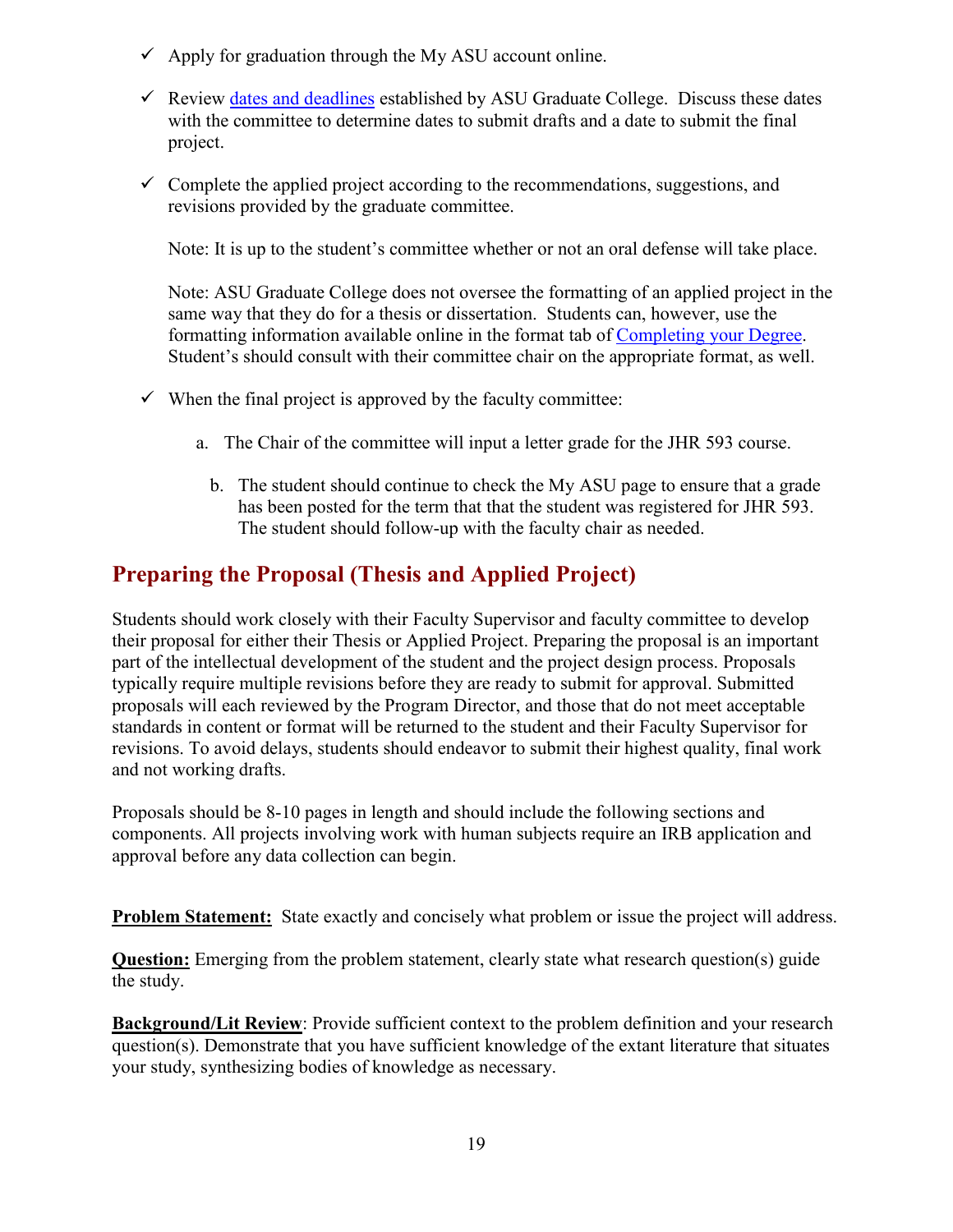- ✓ Apply for graduation through the My ASU account online.

- ✓ Review [dates and deadlines] established by ASU Graduate College. Discuss these dates with the committee to determine dates to submit drafts and a date to submit the final project.

- ✓ Complete the applied project according to the recommendations, suggestions, and revisions provided by the graduate committee.

  Note: It is up to the student's committee whether or not an oral defense will take place.

  Note: ASU Graduate College does not oversee the formatting of an applied project in the same way that they do for a thesis or dissertation. Students can, however, use the formatting information available online in the format tab of Completing your Degree. Student's should consult with their committee chair on the appropriate format, as well.

- ✓ When the final project is approved by the faculty committee:

  a. The Chair of the committee will input a letter grade for the JHR 593 course.

  b. The student should continue to check the My ASU page to ensure that a grade has been posted for the term that that the student was registered for JHR 593. The student should follow-up with the faculty chair as needed.

## Preparing the Proposal (Thesis and Applied Project)

Students should work closely with their Faculty Supervisor and faculty committee to develop their proposal for either their Thesis or Applied Project. Preparing the proposal is an important part of the intellectual development of the student and the project design process. Proposals typically require multiple revisions before they are ready to submit for approval. Submitted proposals will each reviewed by the Program Director, and those that do not meet acceptable standards in content or format will be returned to the student and their Faculty Supervisor for revisions. To avoid delays, students should endeavor to submit their highest quality, final work and not working drafts.

Proposals should be 8-10 pages in length and should include the following sections and components. All projects involving work with human subjects require an IRB application and approval before any data collection can begin.

**Problem Statement:** State exactly and concisely what problem or issue the project will address.

**Question:** Emerging from the problem statement, clearly state what research question(s) guide the study.

**Background/Lit Review**: Provide sufficient context to the problem definition and your research question(s). Demonstrate that you have sufficient knowledge of the extant literature that situates your study, synthesizing bodies of knowledge as necessary.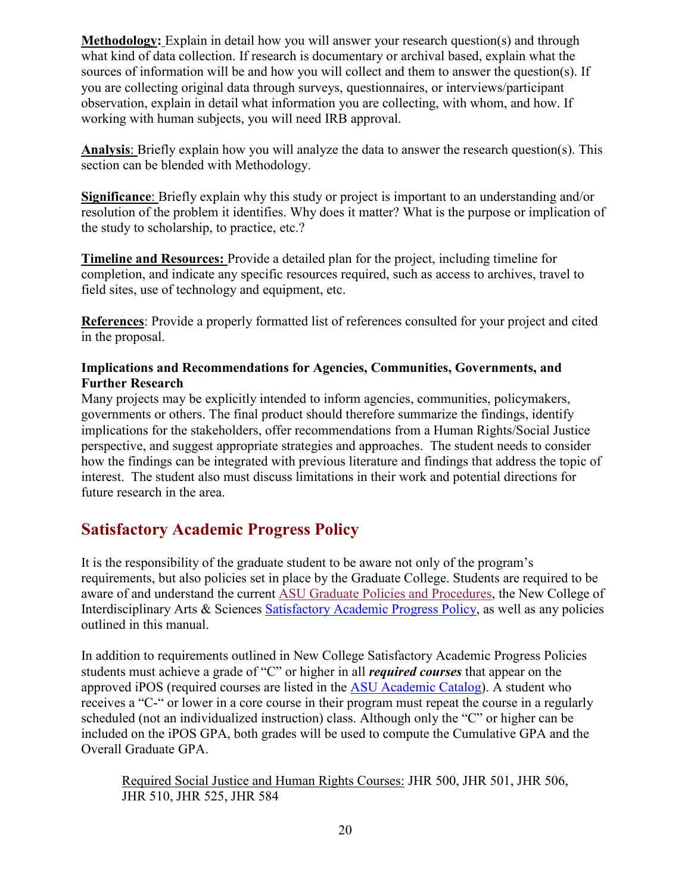**Methodology:** Explain in detail how you will answer your research question(s) and through what kind of data collection. If research is documentary or archival based, explain what the sources of information will be and how you will collect and them to answer the question(s). If you are collecting original data through surveys, questionnaires, or interviews/participant observation, explain in detail what information you are collecting, with whom, and how. If working with human subjects, you will need IRB approval.

**Analysis**: Briefly explain how you will analyze the data to answer the research question(s). This section can be blended with Methodology.

**Significance**: Briefly explain why this study or project is important to an understanding and/or resolution of the problem it identifies. Why does it matter? What is the purpose or implication of the study to scholarship, to practice, etc.?

**Timeline and Resources:** Provide a detailed plan for the project, including timeline for completion, and indicate any specific resources required, such as access to archives, travel to field sites, use of technology and equipment, etc.

**References**: Provide a properly formatted list of references consulted for your project and cited in the proposal.

**Implications and Recommendations for Agencies, Communities, Governments, and Further Research**
Many projects may be explicitly intended to inform agencies, communities, policymakers, governments or others. The final product should therefore summarize the findings, identify implications for the stakeholders, offer recommendations from a Human Rights/Social Justice perspective, and suggest appropriate strategies and approaches. The student needs to consider how the findings can be integrated with previous literature and findings that address the topic of interest. The student also must discuss limitations in their work and potential directions for future research in the area.

## Satisfactory Academic Progress Policy

It is the responsibility of the graduate student to be aware not only of the program's requirements, but also policies set in place by the Graduate College. Students are required to be aware of and understand the current ASU Graduate Policies and Procedures, the New College of Interdisciplinary Arts & Sciences Satisfactory Academic Progress Policy, as well as any policies outlined in this manual.

In addition to requirements outlined in New College Satisfactory Academic Progress Policies students must achieve a grade of "C" or higher in all ***required courses*** that appear on the approved iPOS (required courses are listed in the ASU Academic Catalog). A student who receives a "C-" or lower in a core course in their program must repeat the course in a regularly scheduled (not an individualized instruction) class. Although only the "C" or higher can be included on the iPOS GPA, both grades will be used to compute the Cumulative GPA and the Overall Graduate GPA.

Required Social Justice and Human Rights Courses: JHR 500, JHR 501, JHR 506, JHR 510, JHR 525, JHR 584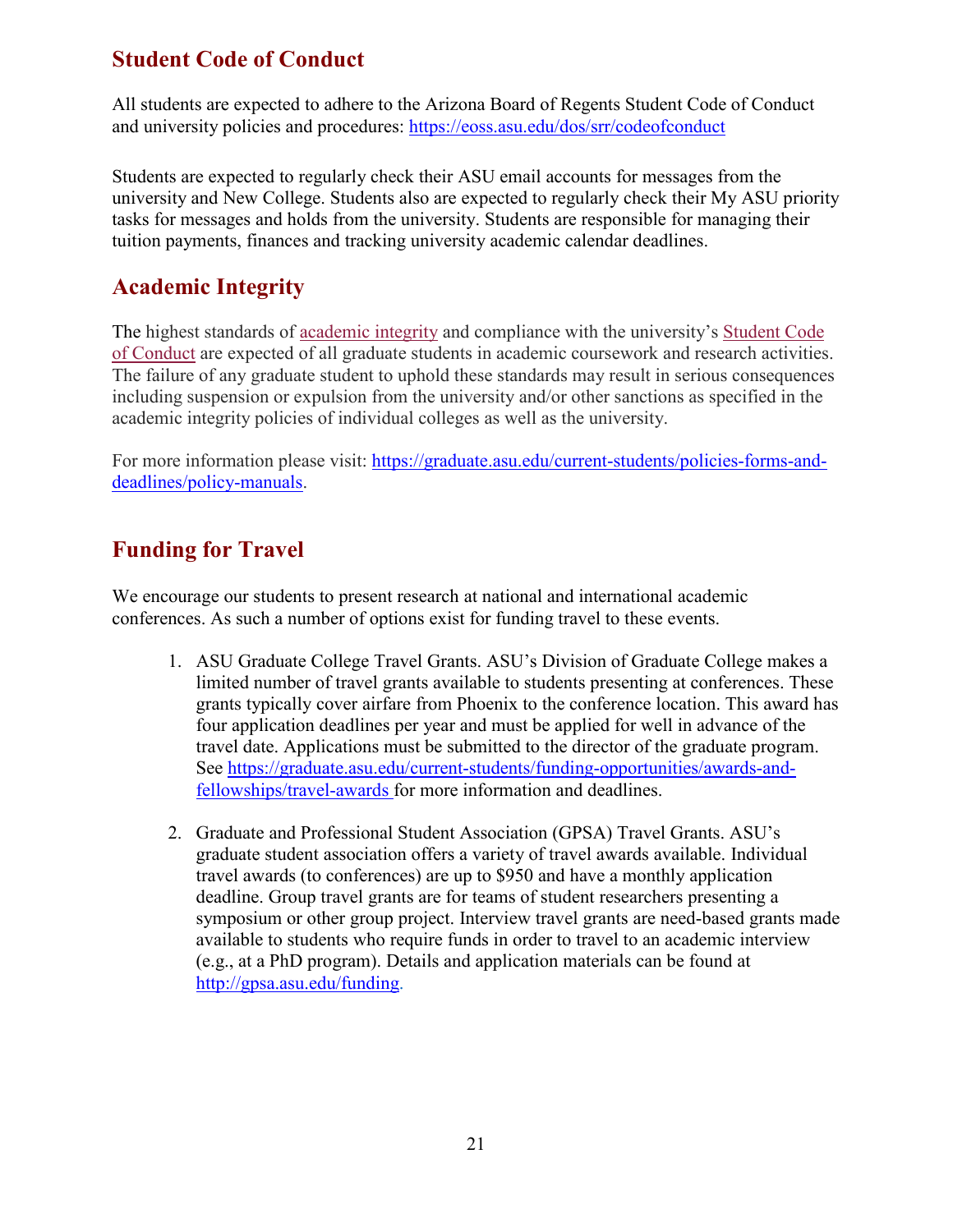## Student Code of Conduct

All students are expected to adhere to the Arizona Board of Regents Student Code of Conduct and university policies and procedures: https://eoss.asu.edu/dos/srr/codeofconduct

Students are expected to regularly check their ASU email accounts for messages from the university and New College. Students also are expected to regularly check their My ASU priority tasks for messages and holds from the university. Students are responsible for managing their tuition payments, finances and tracking university academic calendar deadlines.

## Academic Integrity

The highest standards of academic integrity and compliance with the university's Student Code of Conduct are expected of all graduate students in academic coursework and research activities. The failure of any graduate student to uphold these standards may result in serious consequences including suspension or expulsion from the university and/or other sanctions as specified in the academic integrity policies of individual colleges as well as the university.

For more information please visit: https://graduate.asu.edu/current-students/policies-forms-and-deadlines/policy-manuals.

## Funding for Travel

We encourage our students to present research at national and international academic conferences. As such a number of options exist for funding travel to these events.

1. ASU Graduate College Travel Grants. ASU's Division of Graduate College makes a limited number of travel grants available to students presenting at conferences. These grants typically cover airfare from Phoenix to the conference location. This award has four application deadlines per year and must be applied for well in advance of the travel date. Applications must be submitted to the director of the graduate program. See https://graduate.asu.edu/current-students/funding-opportunities/awards-and-fellowships/travel-awards for more information and deadlines.

2. Graduate and Professional Student Association (GPSA) Travel Grants. ASU's graduate student association offers a variety of travel awards available. Individual travel awards (to conferences) are up to $950 and have a monthly application deadline. Group travel grants are for teams of student researchers presenting a symposium or other group project. Interview travel grants are need-based grants made available to students who require funds in order to travel to an academic interview (e.g., at a PhD program). Details and application materials can be found at http://gpsa.asu.edu/funding.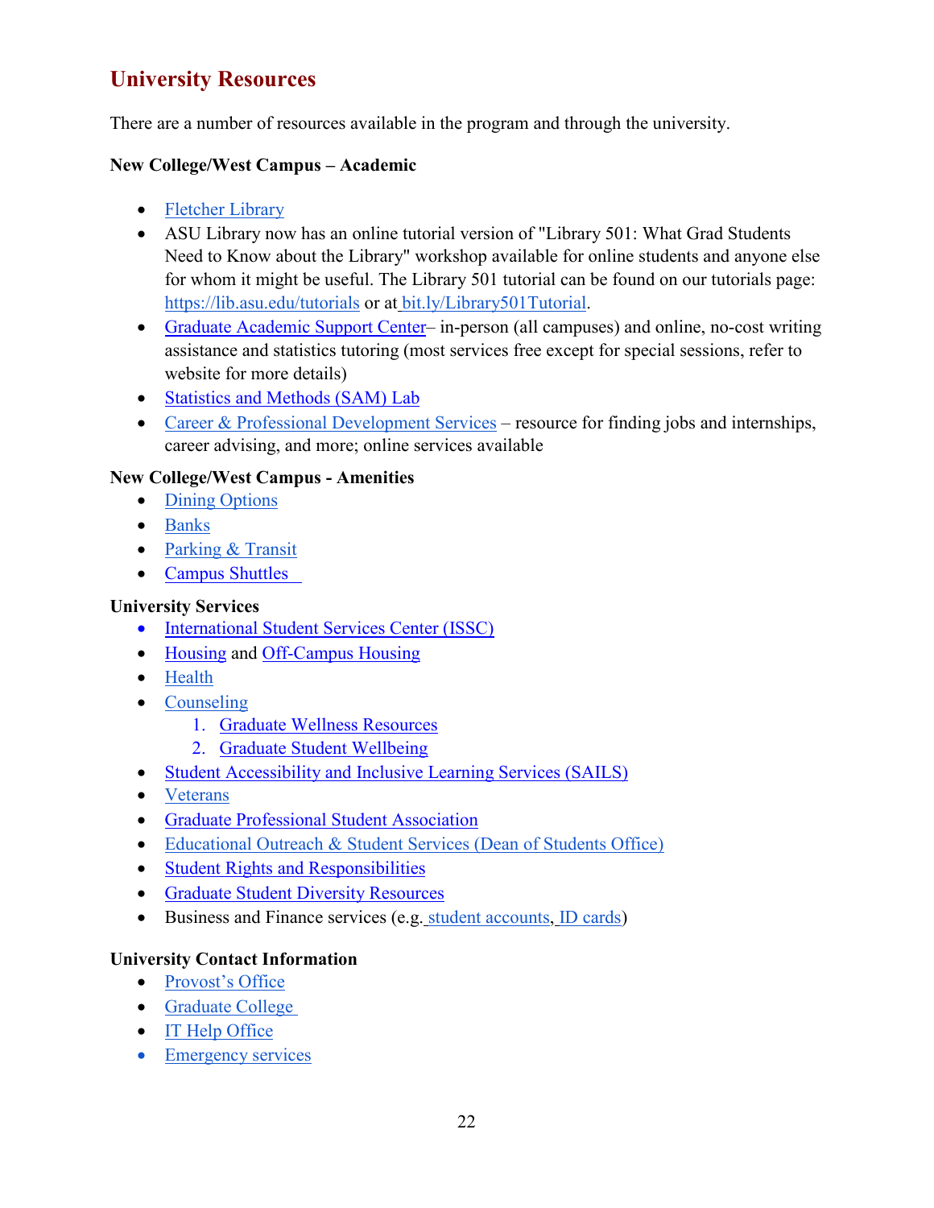## University Resources

There are a number of resources available in the program and through the university.

**New College/West Campus – Academic**

- Fletcher Library
- ASU Library now has an online tutorial version of "Library 501: What Grad Students Need to Know about the Library" workshop available for online students and anyone else for whom it might be useful. The Library 501 tutorial can be found on our tutorials page: https://lib.asu.edu/tutorials or at bit.ly/Library501Tutorial.
- Graduate Academic Support Center– in-person (all campuses) and online, no-cost writing assistance and statistics tutoring (most services free except for special sessions, refer to website for more details)
- Statistics and Methods (SAM) Lab
- Career & Professional Development Services – resource for finding jobs and internships, career advising, and more; online services available

**New College/West Campus - Amenities**

- Dining Options
- Banks
- Parking & Transit
- Campus Shuttles

**University Services**

- International Student Services Center (ISSC)
- Housing and Off-Campus Housing
- Health
- Counseling
  1. Graduate Wellness Resources
  2. Graduate Student Wellbeing
- Student Accessibility and Inclusive Learning Services (SAILS)
- Veterans
- Graduate Professional Student Association
- Educational Outreach & Student Services (Dean of Students Office)
- Student Rights and Responsibilities
- Graduate Student Diversity Resources
- Business and Finance services (e.g. student accounts, ID cards)

**University Contact Information**

- Provost's Office
- Graduate College
- IT Help Office
- Emergency services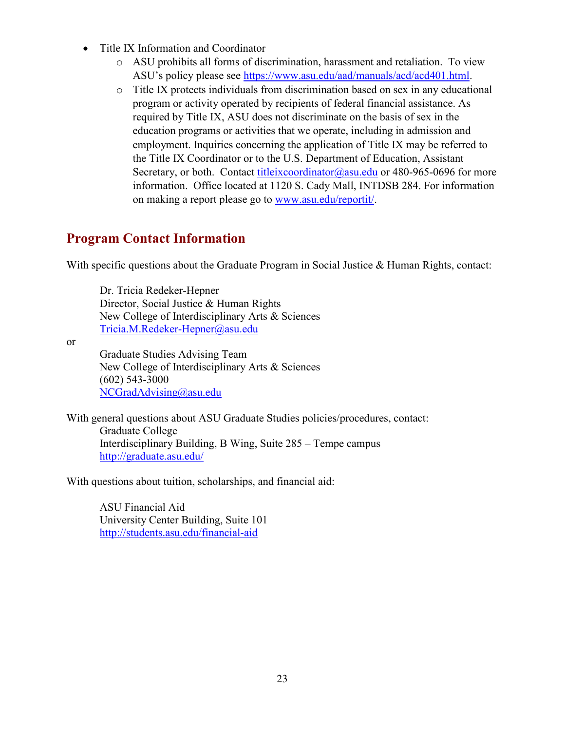- Title IX Information and Coordinator
  - ASU prohibits all forms of discrimination, harassment and retaliation. To view ASU's policy please see https://www.asu.edu/aad/manuals/acd/acd401.html.
  - Title IX protects individuals from discrimination based on sex in any educational program or activity operated by recipients of federal financial assistance. As required by Title IX, ASU does not discriminate on the basis of sex in the education programs or activities that we operate, including in admission and employment. Inquiries concerning the application of Title IX may be referred to the Title IX Coordinator or to the U.S. Department of Education, Assistant Secretary, or both. Contact titleixcoordinator@asu.edu or 480-965-0696 for more information. Office located at 1120 S. Cady Mall, INTDSB 284. For information on making a report please go to www.asu.edu/reportit/.

## Program Contact Information

With specific questions about the Graduate Program in Social Justice & Human Rights, contact:

> Dr. Tricia Redeker-Hepner
> Director, Social Justice & Human Rights
> New College of Interdisciplinary Arts & Sciences
> Tricia.M.Redeker-Hepner@asu.edu

or

> Graduate Studies Advising Team
> New College of Interdisciplinary Arts & Sciences
> (602) 543-3000
> NCGradAdvising@asu.edu

With general questions about ASU Graduate Studies policies/procedures, contact:

> Graduate College
> Interdisciplinary Building, B Wing, Suite 285 – Tempe campus
> http://graduate.asu.edu/

With questions about tuition, scholarships, and financial aid:

> ASU Financial Aid
> University Center Building, Suite 101
> http://students.asu.edu/financial-aid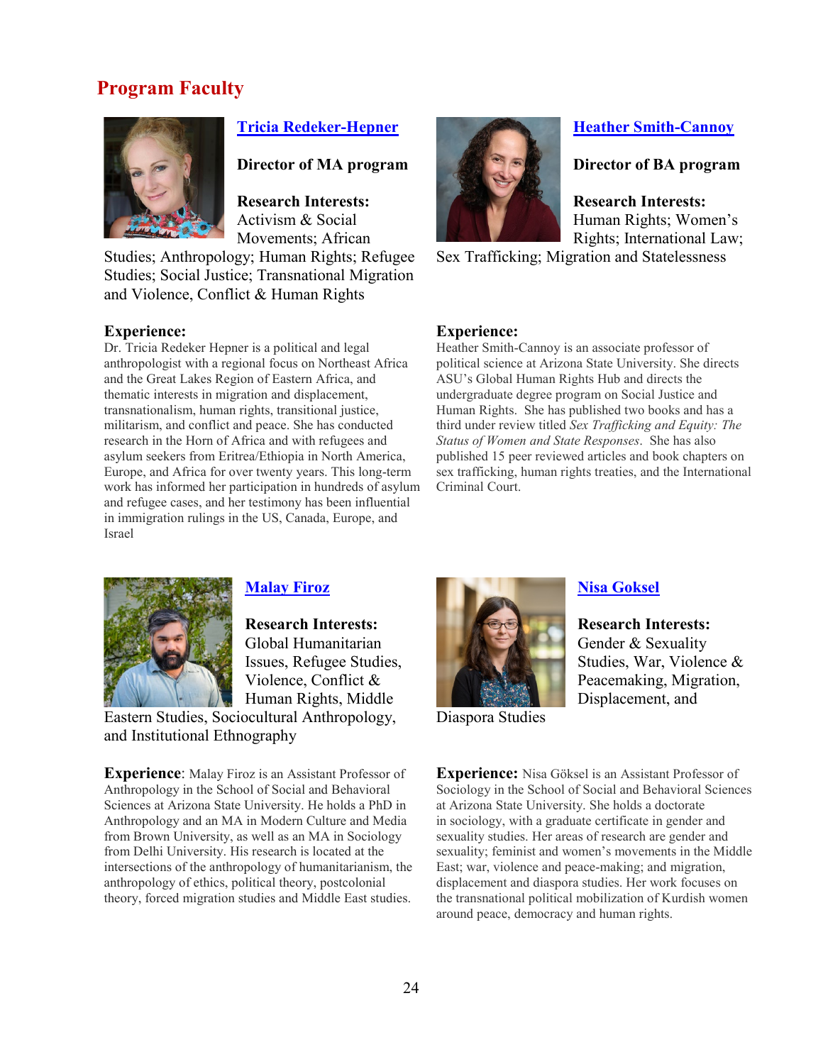## Program Faculty

### [Tricia Redeker-Hepner]

**Director of MA program**

**Research Interests:** Activism & Social Movements; African Studies; Anthropology; Human Rights; Refugee Studies; Social Justice; Transnational Migration and Violence, Conflict & Human Rights

**Experience:**
Dr. Tricia Redeker Hepner is a political and legal anthropologist with a regional focus on Northeast Africa and the Great Lakes Region of Eastern Africa, and thematic interests in migration and displacement, transnationalism, human rights, transitional justice, militarism, and conflict and peace. She has conducted research in the Horn of Africa and with refugees and asylum seekers from Eritrea/Ethiopia in North America, Europe, and Africa for over twenty years. This long-term work has informed her participation in hundreds of asylum and refugee cases, and her testimony has been influential in immigration rulings in the US, Canada, Europe, and Israel

### [Heather Smith-Cannoy]

**Director of BA program**

**Research Interests:** Human Rights; Women's Rights; International Law; Sex Trafficking; Migration and Statelessness

**Experience:**
Heather Smith-Cannoy is an associate professor of political science at Arizona State University. She directs ASU's Global Human Rights Hub and directs the undergraduate degree program on Social Justice and Human Rights. She has published two books and has a third under review titled *Sex Trafficking and Equity: The Status of Women and State Responses*. She has also published 15 peer reviewed articles and book chapters on sex trafficking, human rights treaties, and the International Criminal Court.

### [Malay Firoz]

**Research Interests:** Global Humanitarian Issues, Refugee Studies, Violence, Conflict & Human Rights, Middle Eastern Studies, Sociocultural Anthropology, and Institutional Ethnography

**Experience**: Malay Firoz is an Assistant Professor of Anthropology in the School of Social and Behavioral Sciences at Arizona State University. He holds a PhD in Anthropology and an MA in Modern Culture and Media from Brown University, as well as an MA in Sociology from Delhi University. His research is located at the intersections of the anthropology of humanitarianism, the anthropology of ethics, political theory, postcolonial theory, forced migration studies and Middle East studies.

### [Nisa Goksel]

**Research Interests:** Gender & Sexuality Studies, War, Violence & Peacemaking, Migration, Displacement, and Diaspora Studies

**Experience:** Nisa Göksel is an Assistant Professor of Sociology in the School of Social and Behavioral Sciences at Arizona State University. She holds a doctorate in sociology, with a graduate certificate in gender and sexuality studies. Her areas of research are gender and sexuality; feminist and women's movements in the Middle East; war, violence and peace-making; and migration, displacement and diaspora studies. Her work focuses on the transnational political mobilization of Kurdish women around peace, democracy and human rights.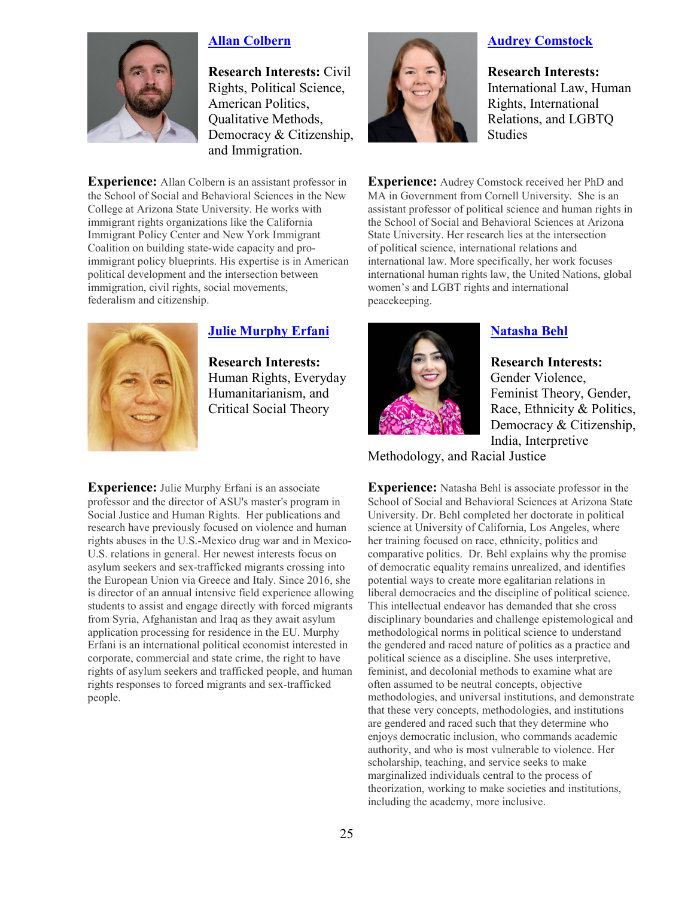## [Allan Colbern](#)

**Research Interests:** Civil Rights, Political Science, American Politics, Qualitative Methods, Democracy & Citizenship, and Immigration.

**Experience:** Allan Colbern is an assistant professor in the School of Social and Behavioral Sciences in the New College at Arizona State University. He works with immigrant rights organizations like the California Immigrant Policy Center and New York Immigrant Coalition on building state-wide capacity and pro-immigrant policy blueprints. His expertise is in American political development and the intersection between immigration, civil rights, social movements, federalism and citizenship.

## [Audrey Comstock](#)

**Research Interests:** International Law, Human Rights, International Relations, and LGBTQ Studies

**Experience:** Audrey Comstock received her PhD and MA in Government from Cornell University. She is an assistant professor of political science and human rights in the School of Social and Behavioral Sciences at Arizona State University. Her research lies at the intersection of political science, international relations and international law. More specifically, her work focuses international human rights law, the United Nations, global women's and LGBT rights and international peacekeeping.

## [Julie Murphy Erfani](#)

**Research Interests:** Human Rights, Everyday Humanitarianism, and Critical Social Theory

**Experience:** Julie Murphy Erfani is an associate professor and the director of ASU's master's program in Social Justice and Human Rights. Her publications and research have previously focused on violence and human rights abuses in the U.S.-Mexico drug war and in Mexico-U.S. relations in general. Her newest interests focus on asylum seekers and sex-trafficked migrants crossing into the European Union via Greece and Italy. Since 2016, she is director of an annual intensive field experience allowing students to assist and engage directly with forced migrants from Syria, Afghanistan and Iraq as they await asylum application processing for residence in the EU. Murphy Erfani is an international political economist interested in corporate, commercial and state crime, the right to have rights of asylum seekers and trafficked people, and human rights responses to forced migrants and sex-trafficked people.

## [Natasha Behl](#)

**Research Interests:** Gender Violence, Feminist Theory, Gender, Race, Ethnicity & Politics, Democracy & Citizenship, India, Interpretive Methodology, and Racial Justice

**Experience:** Natasha Behl is associate professor in the School of Social and Behavioral Sciences at Arizona State University. Dr. Behl completed her doctorate in political science at University of California, Los Angeles, where her training focused on race, ethnicity, politics and comparative politics. Dr. Behl explains why the promise of democratic equality remains unrealized, and identifies potential ways to create more egalitarian relations in liberal democracies and the discipline of political science. This intellectual endeavor has demanded that she cross disciplinary boundaries and challenge epistemological and methodological norms in political science to understand the gendered and raced nature of politics as a practice and political science as a discipline. She uses interpretive, feminist, and decolonial methods to examine what are often assumed to be neutral concepts, objective methodologies, and universal institutions, and demonstrate that these very concepts, methodologies, and institutions are gendered and raced such that they determine who enjoys democratic inclusion, who commands academic authority, and who is most vulnerable to violence. Her scholarship, teaching, and service seeks to make marginalized individuals central to the process of theorization, working to make societies and institutions, including the academy, more inclusive.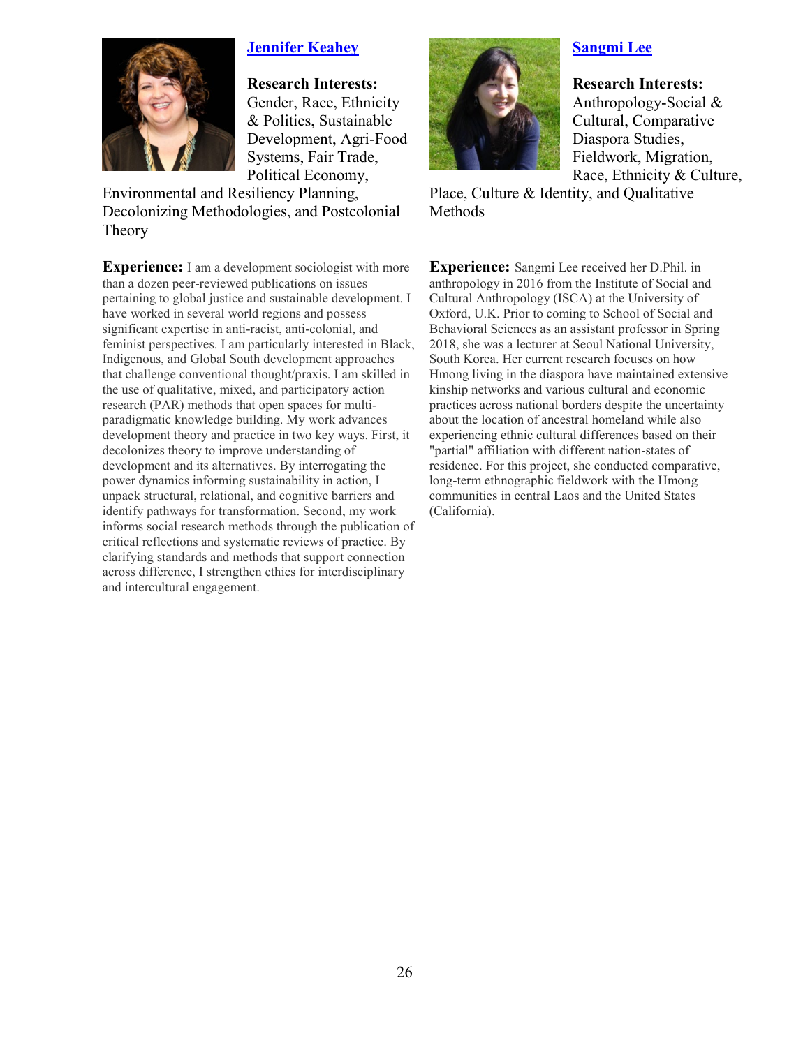## Jennifer Keahey

**Research Interests:** Gender, Race, Ethnicity & Politics, Sustainable Development, Agri-Food Systems, Fair Trade, Political Economy, Environmental and Resiliency Planning, Decolonizing Methodologies, and Postcolonial Theory

**Experience:** I am a development sociologist with more than a dozen peer-reviewed publications on issues pertaining to global justice and sustainable development. I have worked in several world regions and possess significant expertise in anti-racist, anti-colonial, and feminist perspectives. I am particularly interested in Black, Indigenous, and Global South development approaches that challenge conventional thought/praxis. I am skilled in the use of qualitative, mixed, and participatory action research (PAR) methods that open spaces for multi-paradigmatic knowledge building. My work advances development theory and practice in two key ways. First, it decolonizes theory to improve understanding of development and its alternatives. By interrogating the power dynamics informing sustainability in action, I unpack structural, relational, and cognitive barriers and identify pathways for transformation. Second, my work informs social research methods through the publication of critical reflections and systematic reviews of practice. By clarifying standards and methods that support connection across difference, I strengthen ethics for interdisciplinary and intercultural engagement.

## Sangmi Lee

**Research Interests:** Anthropology-Social & Cultural, Comparative Diaspora Studies, Fieldwork, Migration, Race, Ethnicity & Culture, Place, Culture & Identity, and Qualitative Methods

**Experience:** Sangmi Lee received her D.Phil. in anthropology in 2016 from the Institute of Social and Cultural Anthropology (ISCA) at the University of Oxford, U.K. Prior to coming to School of Social and Behavioral Sciences as an assistant professor in Spring 2018, she was a lecturer at Seoul National University, South Korea. Her current research focuses on how Hmong living in the diaspora have maintained extensive kinship networks and various cultural and economic practices across national borders despite the uncertainty about the location of ancestral homeland while also experiencing ethnic cultural differences based on their "partial" affiliation with different nation-states of residence. For this project, she conducted comparative, long-term ethnographic fieldwork with the Hmong communities in central Laos and the United States (California).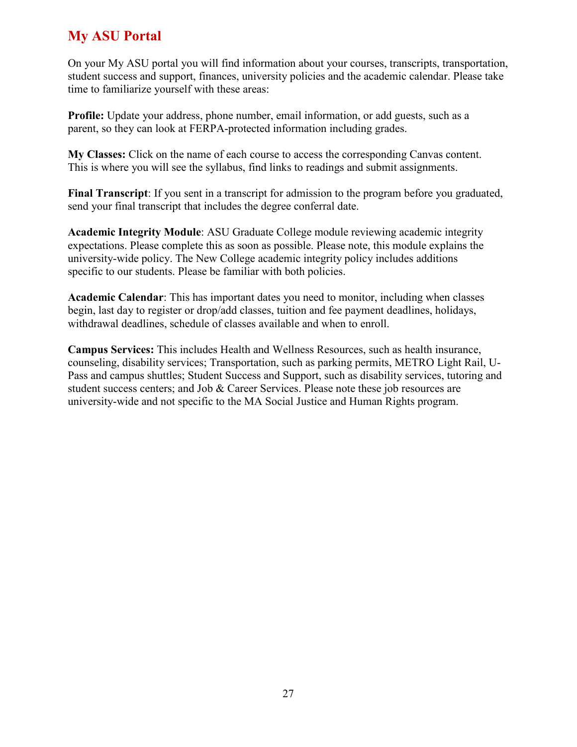## My ASU Portal

On your My ASU portal you will find information about your courses, transcripts, transportation, student success and support, finances, university policies and the academic calendar. Please take time to familiarize yourself with these areas:

**Profile:** Update your address, phone number, email information, or add guests, such as a parent, so they can look at FERPA-protected information including grades.

**My Classes:** Click on the name of each course to access the corresponding Canvas content. This is where you will see the syllabus, find links to readings and submit assignments.

**Final Transcript**: If you sent in a transcript for admission to the program before you graduated, send your final transcript that includes the degree conferral date.

**Academic Integrity Module**: ASU Graduate College module reviewing academic integrity expectations. Please complete this as soon as possible. Please note, this module explains the university-wide policy. The New College academic integrity policy includes additions specific to our students. Please be familiar with both policies.

**Academic Calendar**: This has important dates you need to monitor, including when classes begin, last day to register or drop/add classes, tuition and fee payment deadlines, holidays, withdrawal deadlines, schedule of classes available and when to enroll.

**Campus Services:** This includes Health and Wellness Resources, such as health insurance, counseling, disability services; Transportation, such as parking permits, METRO Light Rail, U-Pass and campus shuttles; Student Success and Support, such as disability services, tutoring and student success centers; and Job & Career Services. Please note these job resources are university-wide and not specific to the MA Social Justice and Human Rights program.